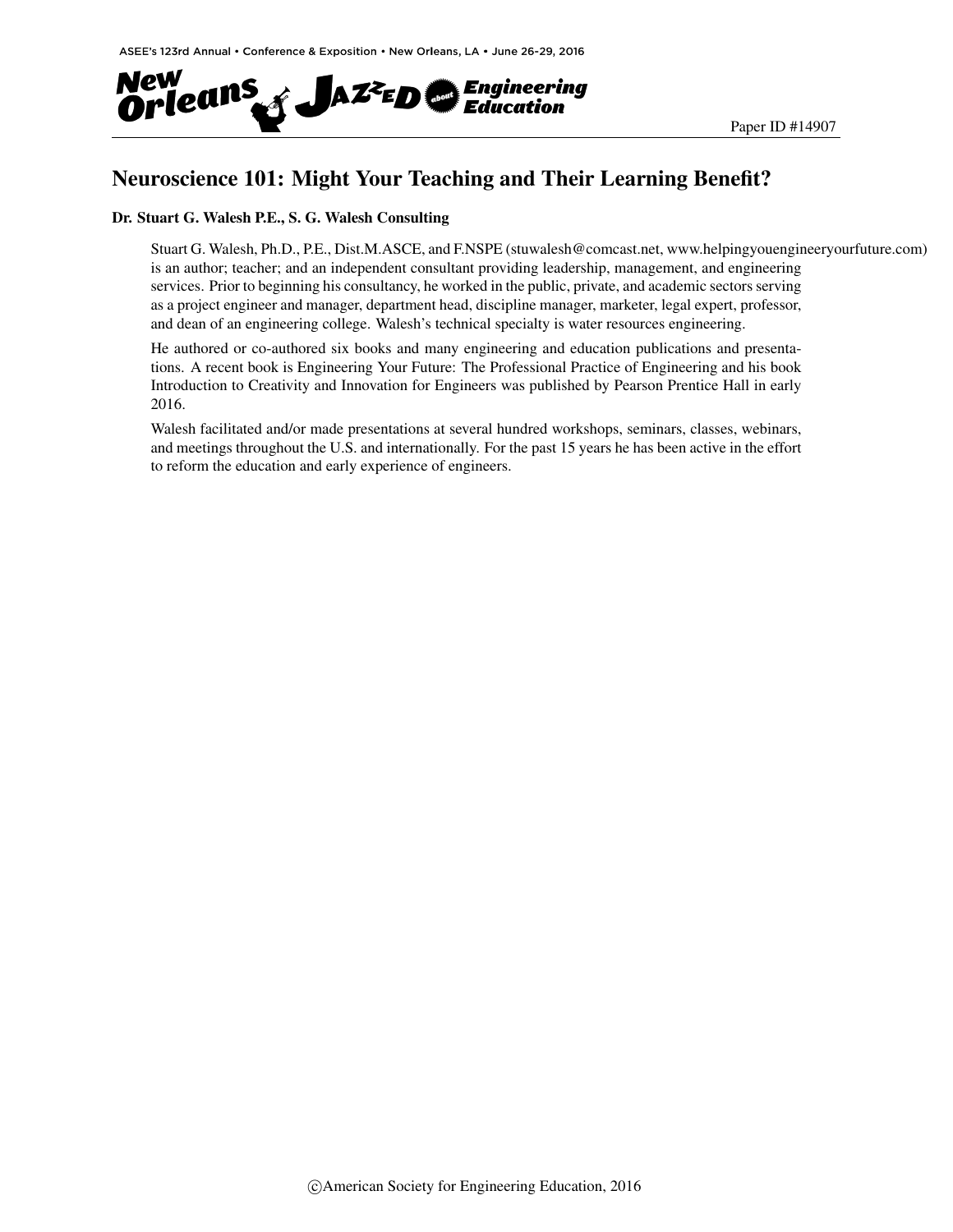Paper ID #14907

# Neuroscience 101: Might Your Teaching and Their Learning Benefit?

**Dr. Stuart G. Walesh P.E., S. G. Walesh Consulting**

Stuart G. Walesh, Ph.D., P.E., Dist.M.ASCE, and F.NSPE (stuwalesh@comcast.net, www.helpingyouengineeryourfuture.com) is an author; teacher; and an independent consultant providing leadership, management, and engineering services. Prior to beginning his consultancy, he worked in the public, private, and academic sectors serving as a project engineer and manager, department head, discipline manager, marketer, legal expert, professor, and dean of an engineering college. Walesh's technical specialty is water resources engineering.

He authored or co-authored six books and many engineering and education publications and presentations. A recent book is Engineering Your Future: The Professional Practice of Engineering and his book Introduction to Creativity and Innovation for Engineers was published by Pearson Prentice Hall in early 2016.

Walesh facilitated and/or made presentations at several hundred workshops, seminars, classes, webinars, and meetings throughout the U.S. and internationally. For the past 15 years he has been active in the effort to reform the education and early experience of engineers.

©American Society for Engineering Education, 2016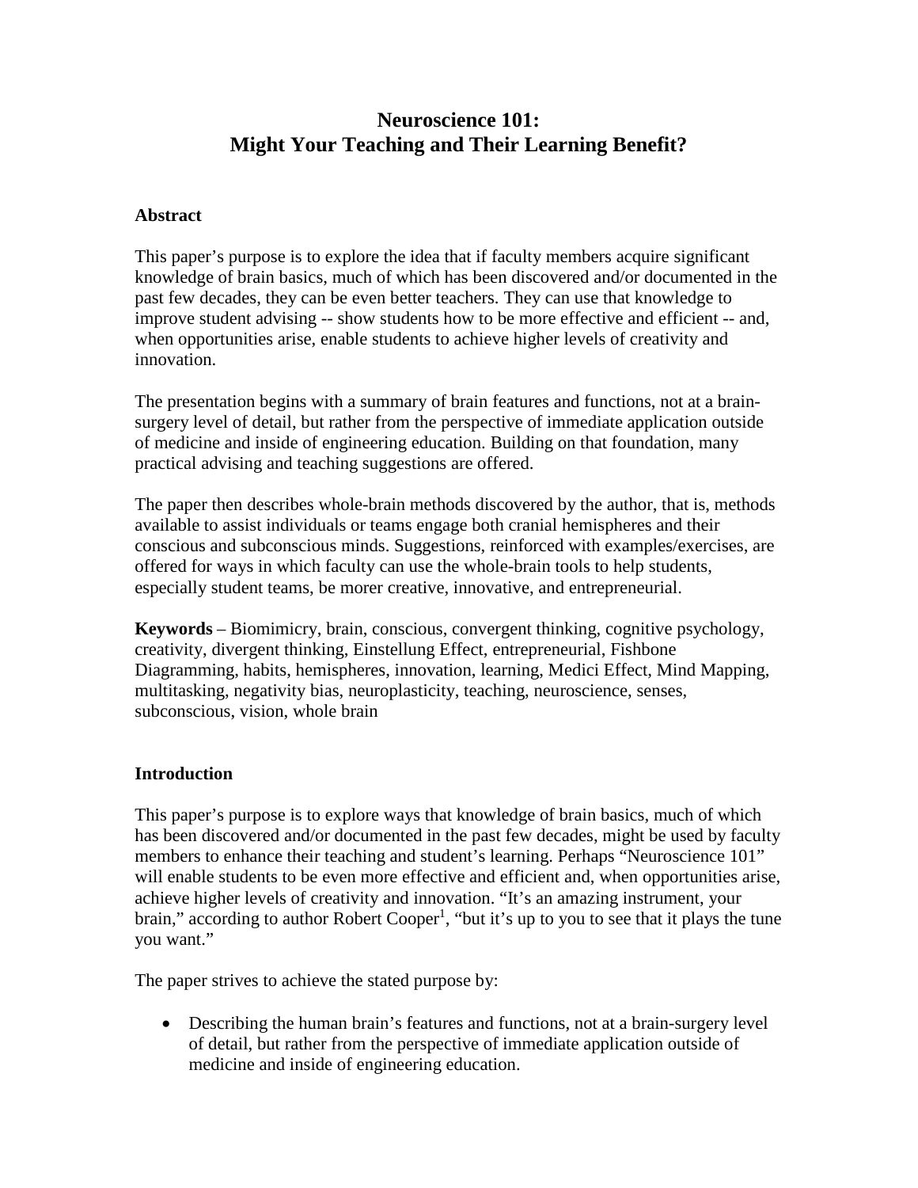# Neuroscience 101:
# Might Your Teaching and Their Learning Benefit?

## Abstract

This paper's purpose is to explore the idea that if faculty members acquire significant knowledge of brain basics, much of which has been discovered and/or documented in the past few decades, they can be even better teachers. They can use that knowledge to improve student advising -- show students how to be more effective and efficient -- and, when opportunities arise, enable students to achieve higher levels of creativity and innovation.

The presentation begins with a summary of brain features and functions, not at a brain-surgery level of detail, but rather from the perspective of immediate application outside of medicine and inside of engineering education. Building on that foundation, many practical advising and teaching suggestions are offered.

The paper then describes whole-brain methods discovered by the author, that is, methods available to assist individuals or teams engage both cranial hemispheres and their conscious and subconscious minds. Suggestions, reinforced with examples/exercises, are offered for ways in which faculty can use the whole-brain tools to help students, especially student teams, be morer creative, innovative, and entrepreneurial.

**Keywords** – Biomimicry, brain, conscious, convergent thinking, cognitive psychology, creativity, divergent thinking, Einstellung Effect, entrepreneurial, Fishbone Diagramming, habits, hemispheres, innovation, learning, Medici Effect, Mind Mapping, multitasking, negativity bias, neuroplasticity, teaching, neuroscience, senses, subconscious, vision, whole brain

## Introduction

This paper's purpose is to explore ways that knowledge of brain basics, much of which has been discovered and/or documented in the past few decades, might be used by faculty members to enhance their teaching and student's learning. Perhaps "Neuroscience 101" will enable students to be even more effective and efficient and, when opportunities arise, achieve higher levels of creativity and innovation. "It's an amazing instrument, your brain," according to author Robert Cooper[1], "but it's up to you to see that it plays the tune you want."

The paper strives to achieve the stated purpose by:

- Describing the human brain's features and functions, not at a brain-surgery level of detail, but rather from the perspective of immediate application outside of medicine and inside of engineering education.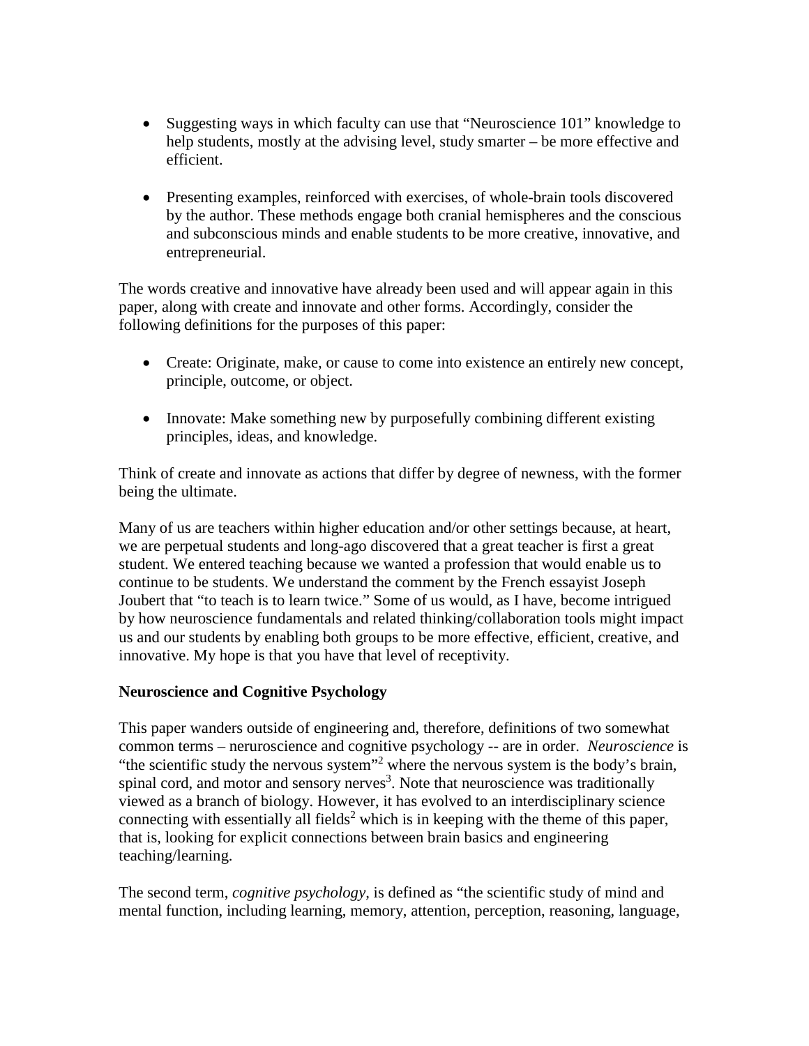- Suggesting ways in which faculty can use that "Neuroscience 101" knowledge to help students, mostly at the advising level, study smarter – be more effective and efficient.

- Presenting examples, reinforced with exercises, of whole-brain tools discovered by the author. These methods engage both cranial hemispheres and the conscious and subconscious minds and enable students to be more creative, innovative, and entrepreneurial.

The words creative and innovative have already been used and will appear again in this paper, along with create and innovate and other forms. Accordingly, consider the following definitions for the purposes of this paper:

- Create: Originate, make, or cause to come into existence an entirely new concept, principle, outcome, or object.

- Innovate: Make something new by purposefully combining different existing principles, ideas, and knowledge.

Think of create and innovate as actions that differ by degree of newness, with the former being the ultimate.

Many of us are teachers within higher education and/or other settings because, at heart, we are perpetual students and long-ago discovered that a great teacher is first a great student. We entered teaching because we wanted a profession that would enable us to continue to be students. We understand the comment by the French essayist Joseph Joubert that "to teach is to learn twice." Some of us would, as I have, become intrigued by how neuroscience fundamentals and related thinking/collaboration tools might impact us and our students by enabling both groups to be more effective, efficient, creative, and innovative. My hope is that you have that level of receptivity.

**Neuroscience and Cognitive Psychology**

This paper wanders outside of engineering and, therefore, definitions of two somewhat common terms – neruroscience and cognitive psychology -- are in order. *Neuroscience* is "the scientific study the nervous system"[2] where the nervous system is the body's brain, spinal cord, and motor and sensory nerves[3]. Note that neuroscience was traditionally viewed as a branch of biology. However, it has evolved to an interdisciplinary science connecting with essentially all fields[2] which is in keeping with the theme of this paper, that is, looking for explicit connections between brain basics and engineering teaching/learning.

The second term, *cognitive psychology,* is defined as "the scientific study of mind and mental function, including learning, memory, attention, perception, reasoning, language,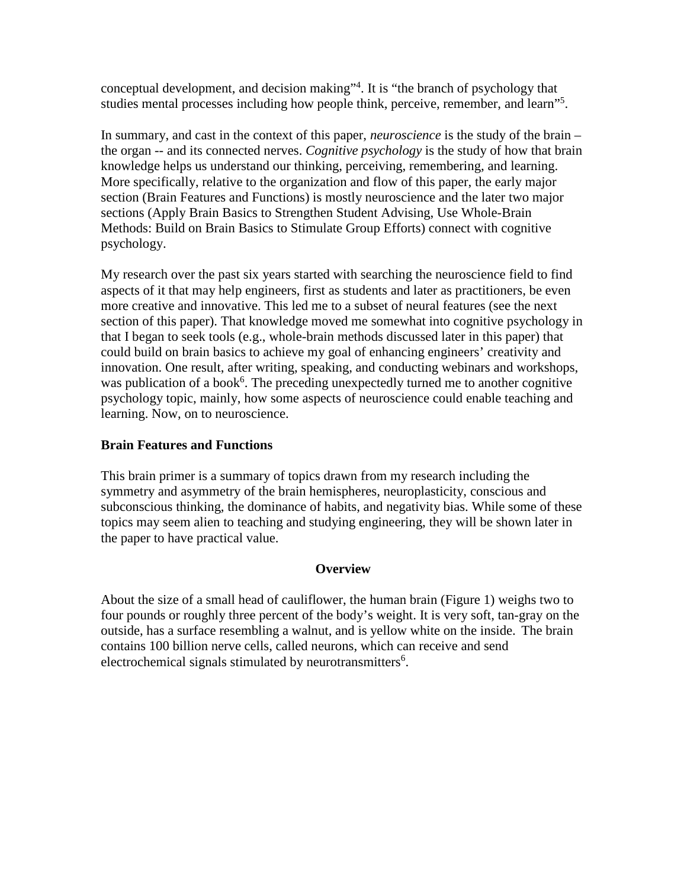conceptual development, and decision making"[4]. It is "the branch of psychology that studies mental processes including how people think, perceive, remember, and learn"[5].

In summary, and cast in the context of this paper, *neuroscience* is the study of the brain – the organ -- and its connected nerves. *Cognitive psychology* is the study of how that brain knowledge helps us understand our thinking, perceiving, remembering, and learning. More specifically, relative to the organization and flow of this paper, the early major section (Brain Features and Functions) is mostly neuroscience and the later two major sections (Apply Brain Basics to Strengthen Student Advising, Use Whole-Brain Methods: Build on Brain Basics to Stimulate Group Efforts) connect with cognitive psychology.

My research over the past six years started with searching the neuroscience field to find aspects of it that may help engineers, first as students and later as practitioners, be even more creative and innovative. This led me to a subset of neural features (see the next section of this paper). That knowledge moved me somewhat into cognitive psychology in that I began to seek tools (e.g., whole-brain methods discussed later in this paper) that could build on brain basics to achieve my goal of enhancing engineers' creativity and innovation. One result, after writing, speaking, and conducting webinars and workshops, was publication of a book[6]. The preceding unexpectedly turned me to another cognitive psychology topic, mainly, how some aspects of neuroscience could enable teaching and learning. Now, on to neuroscience.

## Brain Features and Functions

This brain primer is a summary of topics drawn from my research including the symmetry and asymmetry of the brain hemispheres, neuroplasticity, conscious and subconscious thinking, the dominance of habits, and negativity bias. While some of these topics may seem alien to teaching and studying engineering, they will be shown later in the paper to have practical value.

### Overview

About the size of a small head of cauliflower, the human brain (Figure 1) weighs two to four pounds or roughly three percent of the body's weight. It is very soft, tan-gray on the outside, has a surface resembling a walnut, and is yellow white on the inside. The brain contains 100 billion nerve cells, called neurons, which can receive and send electrochemical signals stimulated by neurotransmitters[6].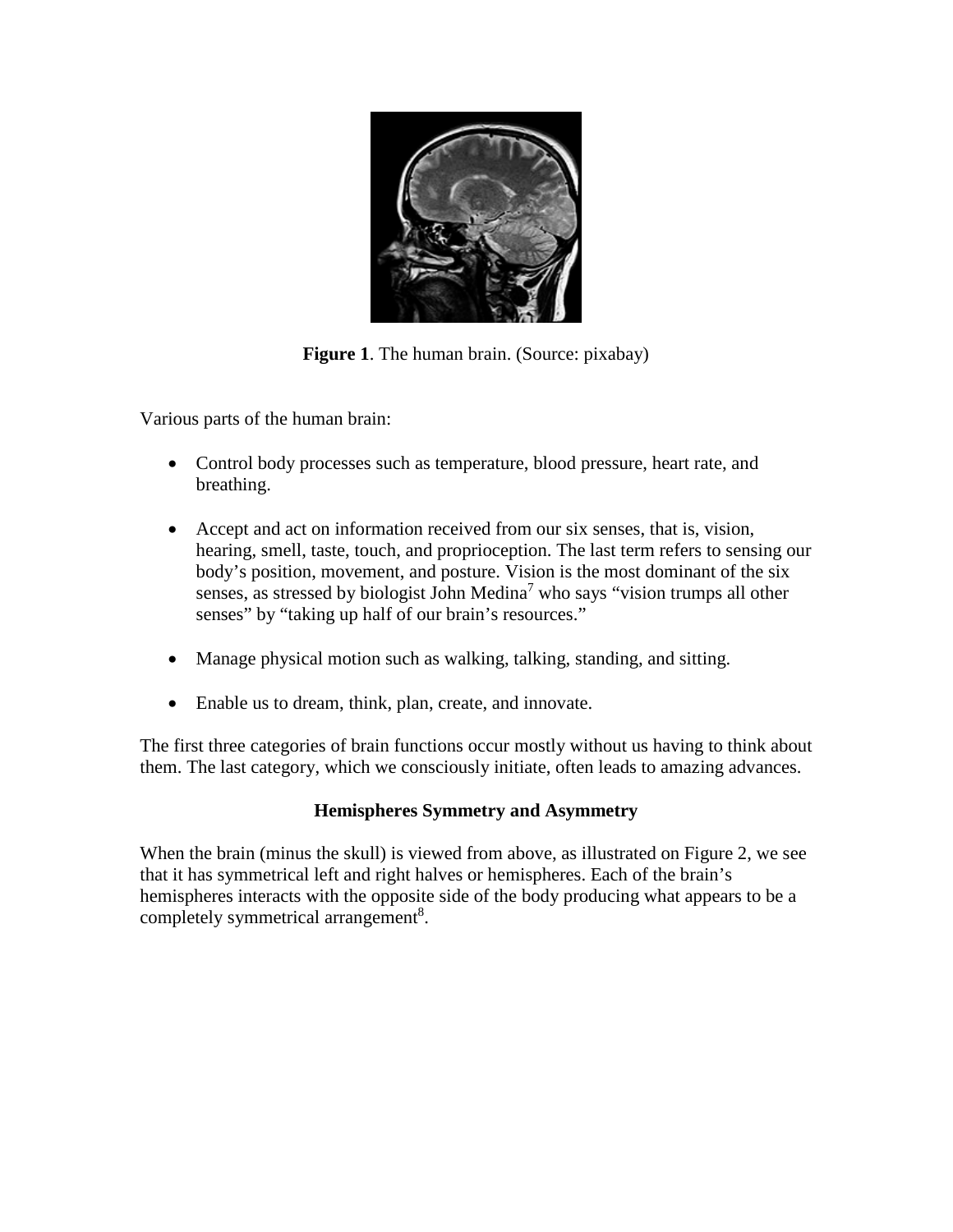**Figure 1**. The human brain. (Source: pixabay)

Various parts of the human brain:

- Control body processes such as temperature, blood pressure, heart rate, and breathing.
- Accept and act on information received from our six senses, that is, vision, hearing, smell, taste, touch, and proprioception. The last term refers to sensing our body's position, movement, and posture. Vision is the most dominant of the six senses, as stressed by biologist John Medina[7] who says "vision trumps all other senses" by "taking up half of our brain's resources."
- Manage physical motion such as walking, talking, standing, and sitting.
- Enable us to dream, think, plan, create, and innovate.

The first three categories of brain functions occur mostly without us having to think about them. The last category, which we consciously initiate, often leads to amazing advances.

### Hemispheres Symmetry and Asymmetry

When the brain (minus the skull) is viewed from above, as illustrated on Figure 2, we see that it has symmetrical left and right halves or hemispheres. Each of the brain's hemispheres interacts with the opposite side of the body producing what appears to be a completely symmetrical arrangement[8].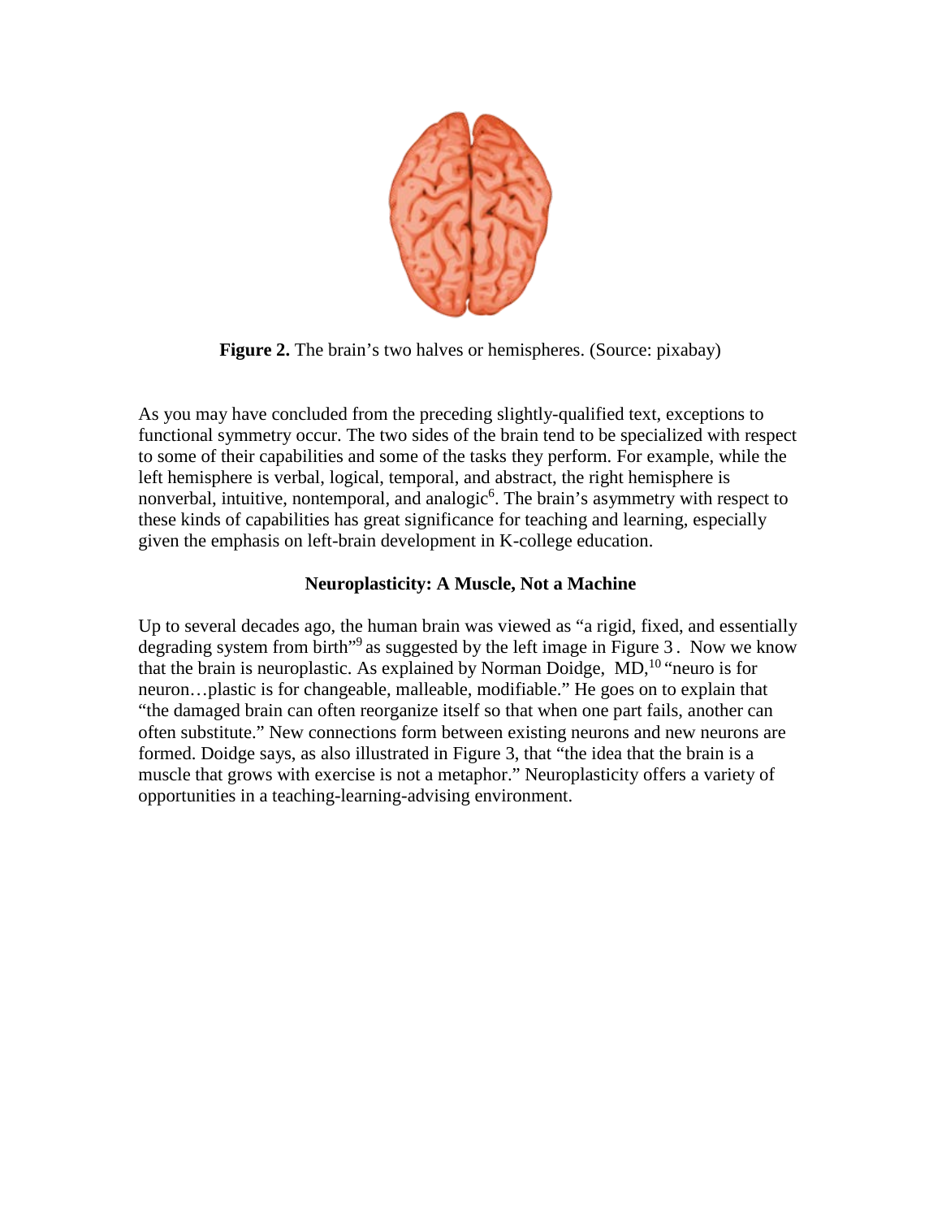**Figure 2.** The brain's two halves or hemispheres. (Source: pixabay)

As you may have concluded from the preceding slightly-qualified text, exceptions to functional symmetry occur. The two sides of the brain tend to be specialized with respect to some of their capabilities and some of the tasks they perform. For example, while the left hemisphere is verbal, logical, temporal, and abstract, the right hemisphere is nonverbal, intuitive, nontemporal, and analogic[6]. The brain's asymmetry with respect to these kinds of capabilities has great significance for teaching and learning, especially given the emphasis on left-brain development in K-college education.

## Neuroplasticity: A Muscle, Not a Machine

Up to several decades ago, the human brain was viewed as "a rigid, fixed, and essentially degrading system from birth"[9] as suggested by the left image in Figure 3. Now we know that the brain is neuroplastic. As explained by Norman Doidge, MD,[10] "neuro is for neuron…plastic is for changeable, malleable, modifiable." He goes on to explain that "the damaged brain can often reorganize itself so that when one part fails, another can often substitute." New connections form between existing neurons and new neurons are formed. Doidge says, as also illustrated in Figure 3, that "the idea that the brain is a muscle that grows with exercise is not a metaphor." Neuroplasticity offers a variety of opportunities in a teaching-learning-advising environment.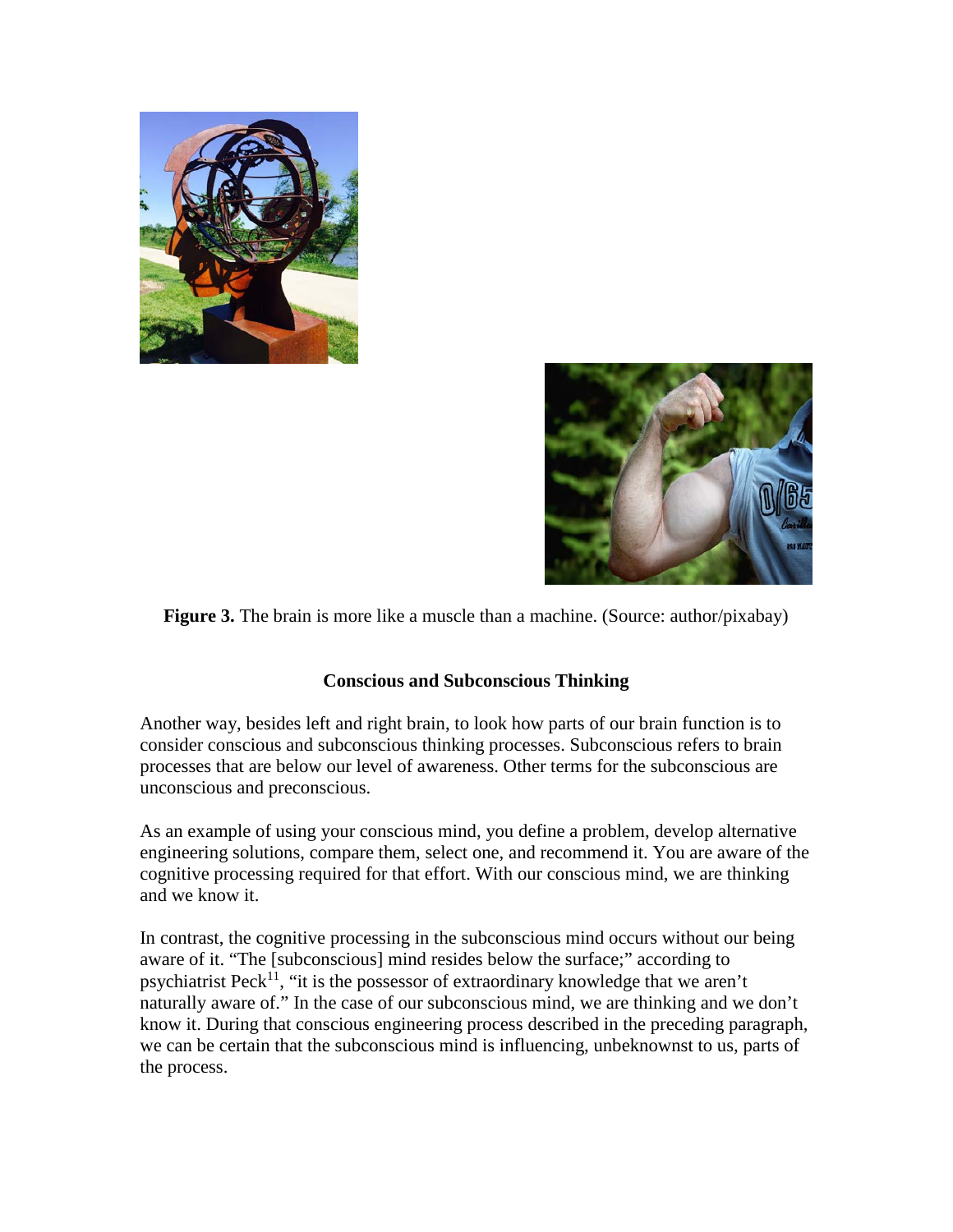**Figure 3.** The brain is more like a muscle than a machine. (Source: author/pixabay)

**Conscious and Subconscious Thinking**

Another way, besides left and right brain, to look how parts of our brain function is to consider conscious and subconscious thinking processes. Subconscious refers to brain processes that are below our level of awareness. Other terms for the subconscious are unconscious and preconscious.

As an example of using your conscious mind, you define a problem, develop alternative engineering solutions, compare them, select one, and recommend it. You are aware of the cognitive processing required for that effort. With our conscious mind, we are thinking and we know it.

In contrast, the cognitive processing in the subconscious mind occurs without our being aware of it. "The [subconscious] mind resides below the surface;" according to psychiatrist Peck[11], "it is the possessor of extraordinary knowledge that we aren't naturally aware of." In the case of our subconscious mind, we are thinking and we don't know it. During that conscious engineering process described in the preceding paragraph, we can be certain that the subconscious mind is influencing, unbeknownst to us, parts of the process.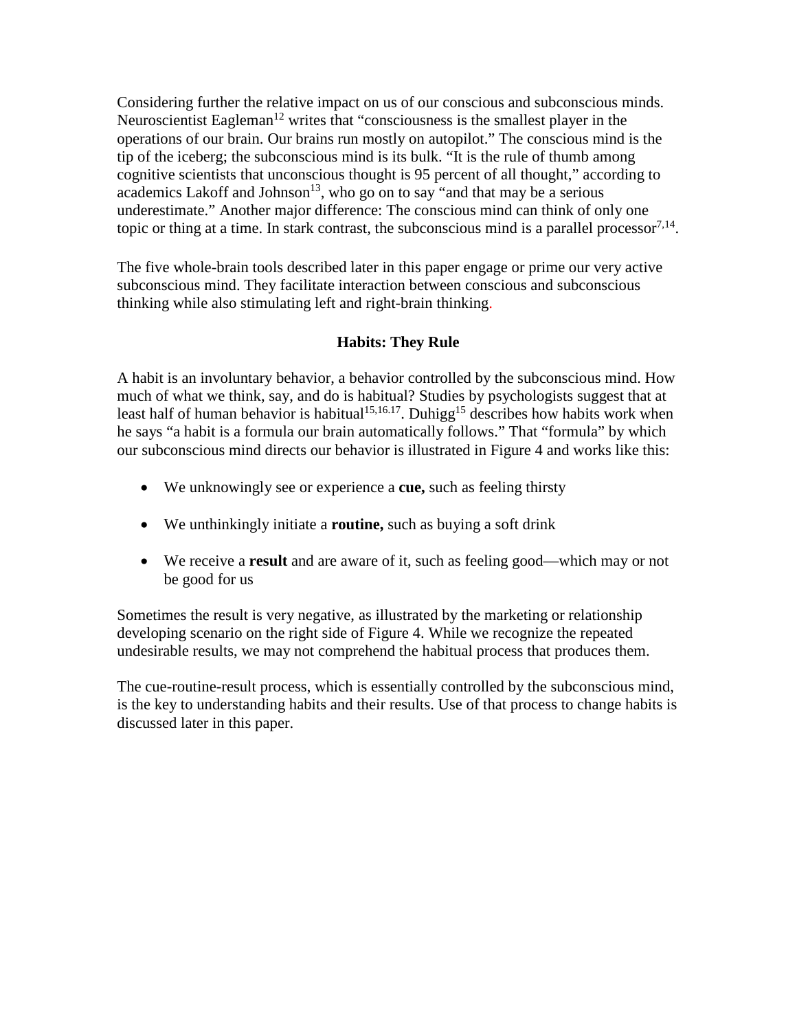Considering further the relative impact on us of our conscious and subconscious minds. Neuroscientist Eagleman[12] writes that "consciousness is the smallest player in the operations of our brain. Our brains run mostly on autopilot." The conscious mind is the tip of the iceberg; the subconscious mind is its bulk. "It is the rule of thumb among cognitive scientists that unconscious thought is 95 percent of all thought," according to academics Lakoff and Johnson[13], who go on to say "and that may be a serious underestimate." Another major difference: The conscious mind can think of only one topic or thing at a time. In stark contrast, the subconscious mind is a parallel processor[7,14].

The five whole-brain tools described later in this paper engage or prime our very active subconscious mind. They facilitate interaction between conscious and subconscious thinking while also stimulating left and right-brain thinking.

## Habits: They Rule

A habit is an involuntary behavior, a behavior controlled by the subconscious mind. How much of what we think, say, and do is habitual? Studies by psychologists suggest that at least half of human behavior is habitual[15,16.17]. Duhigg[15] describes how habits work when he says "a habit is a formula our brain automatically follows." That "formula" by which our subconscious mind directs our behavior is illustrated in Figure 4 and works like this:

- We unknowingly see or experience a **cue,** such as feeling thirsty
- We unthinkingly initiate a **routine,** such as buying a soft drink
- We receive a **result** and are aware of it, such as feeling good—which may or not be good for us

Sometimes the result is very negative, as illustrated by the marketing or relationship developing scenario on the right side of Figure 4. While we recognize the repeated undesirable results, we may not comprehend the habitual process that produces them.

The cue-routine-result process, which is essentially controlled by the subconscious mind, is the key to understanding habits and their results. Use of that process to change habits is discussed later in this paper.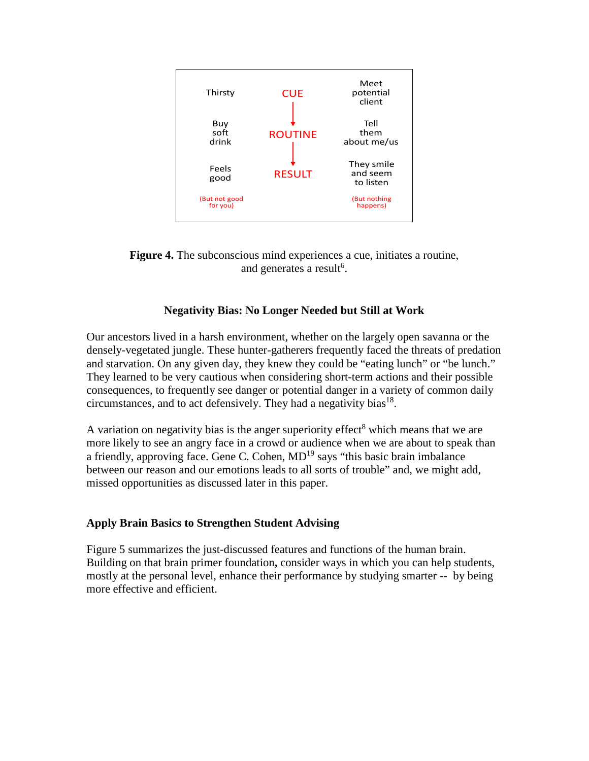| Thirsty | CUE | Meet potential client |
|---|---|---|
| Buy soft drink | ROUTINE | Tell them about me/us |
| Feels good | RESULT | They smile and seem to listen |
| (But not good for you) | | (But nothing happens) |

**Figure 4.** The subconscious mind experiences a cue, initiates a routine, and generates a result[6].

### Negativity Bias: No Longer Needed but Still at Work

Our ancestors lived in a harsh environment, whether on the largely open savanna or the densely-vegetated jungle. These hunter-gatherers frequently faced the threats of predation and starvation. On any given day, they knew they could be "eating lunch" or "be lunch." They learned to be very cautious when considering short-term actions and their possible consequences, to frequently see danger or potential danger in a variety of common daily circumstances, and to act defensively. They had a negativity bias[18].

A variation on negativity bias is the anger superiority effect[8] which means that we are more likely to see an angry face in a crowd or audience when we are about to speak than a friendly, approving face. Gene C. Cohen, MD[19] says "this basic brain imbalance between our reason and our emotions leads to all sorts of trouble" and, we might add, missed opportunities as discussed later in this paper.

### Apply Brain Basics to Strengthen Student Advising

Figure 5 summarizes the just-discussed features and functions of the human brain. Building on that brain primer foundation**,** consider ways in which you can help students, mostly at the personal level, enhance their performance by studying smarter -- by being more effective and efficient.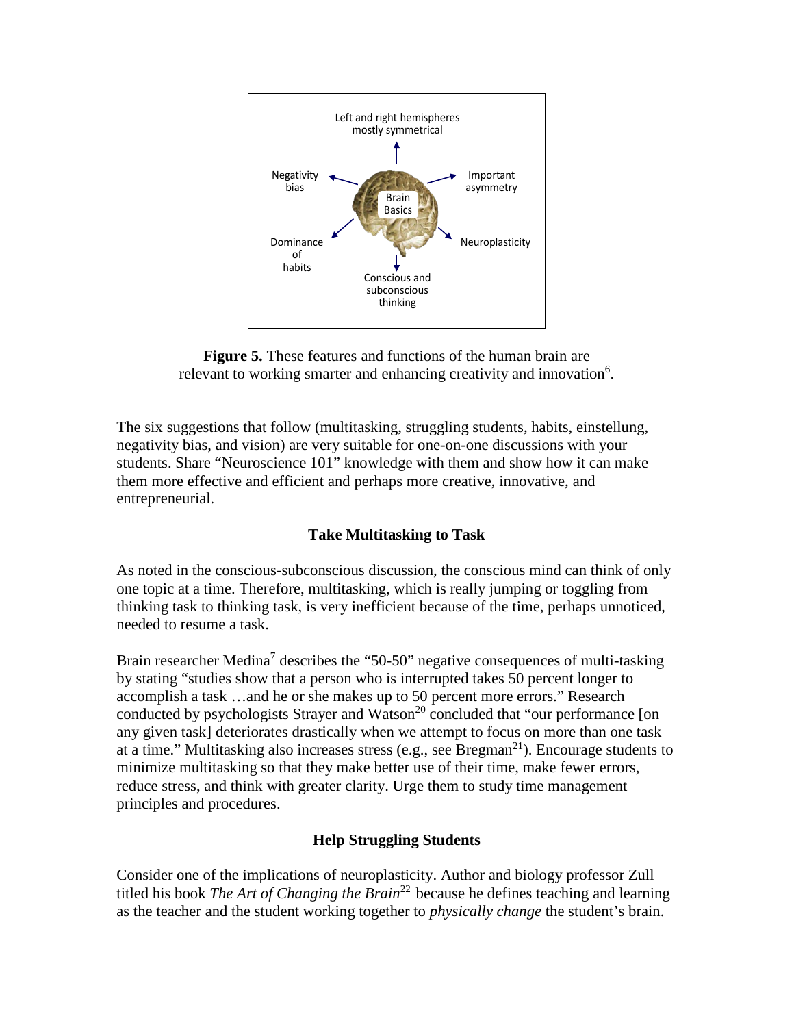Left and right hemispheres mostly symmetrical

Negativity bias

Important asymmetry

Brain Basics

Dominance of habits

Neuroplasticity

Conscious and subconscious thinking

**Figure 5.** These features and functions of the human brain are relevant to working smarter and enhancing creativity and innovation[6].

The six suggestions that follow (multitasking, struggling students, habits, einstellung, negativity bias, and vision) are very suitable for one-on-one discussions with your students. Share "Neuroscience 101" knowledge with them and show how it can make them more effective and efficient and perhaps more creative, innovative, and entrepreneurial.

### Take Multitasking to Task

As noted in the conscious-subconscious discussion, the conscious mind can think of only one topic at a time. Therefore, multitasking, which is really jumping or toggling from thinking task to thinking task, is very inefficient because of the time, perhaps unnoticed, needed to resume a task.

Brain researcher Medina[7] describes the "50-50" negative consequences of multi-tasking by stating "studies show that a person who is interrupted takes 50 percent longer to accomplish a task …and he or she makes up to 50 percent more errors." Research conducted by psychologists Strayer and Watson[20] concluded that "our performance [on any given task] deteriorates drastically when we attempt to focus on more than one task at a time." Multitasking also increases stress (e.g., see Bregman[21]). Encourage students to minimize multitasking so that they make better use of their time, make fewer errors, reduce stress, and think with greater clarity. Urge them to study time management principles and procedures.

### Help Struggling Students

Consider one of the implications of neuroplasticity. Author and biology professor Zull titled his book *The Art of Changing the Brain*[22] because he defines teaching and learning as the teacher and the student working together to *physically change* the student's brain.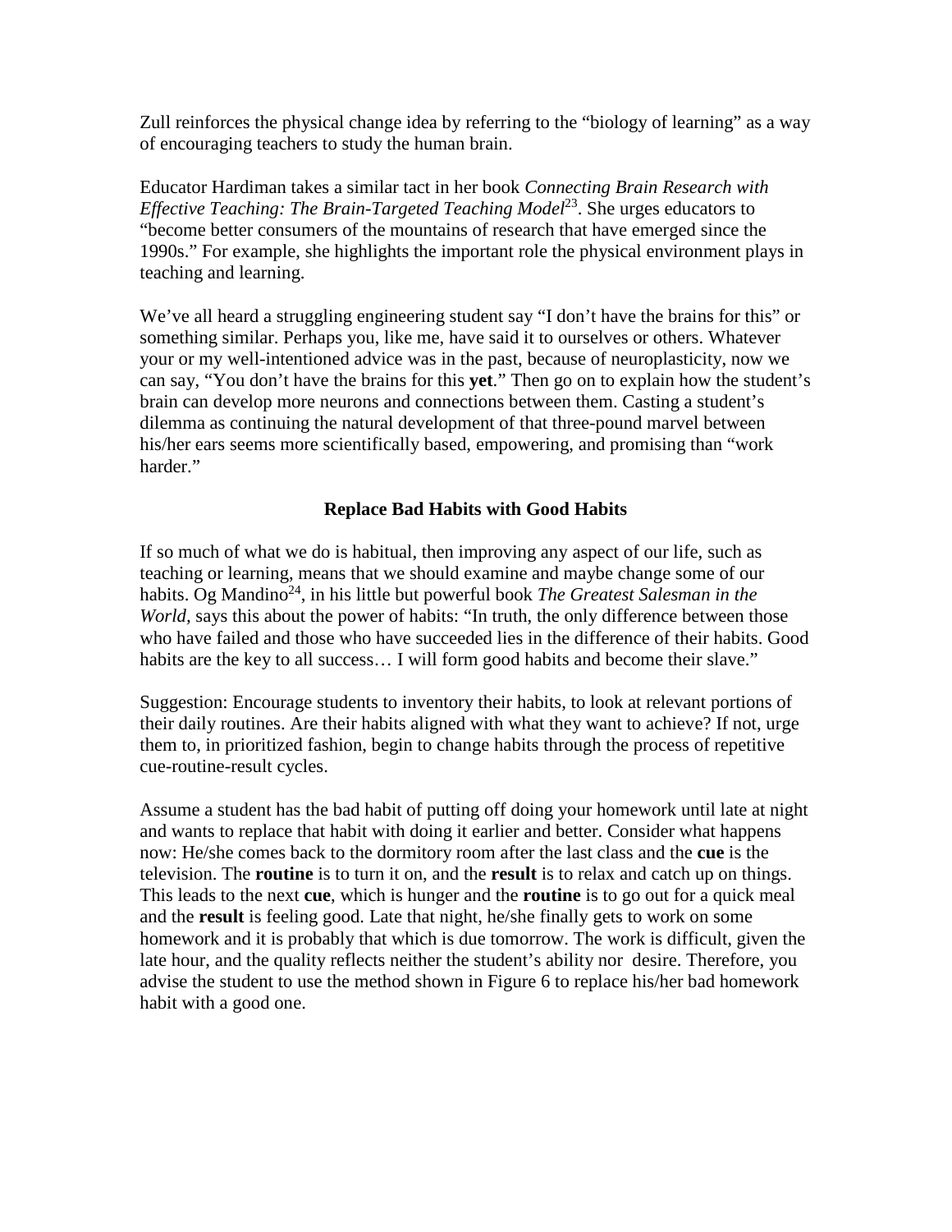Zull reinforces the physical change idea by referring to the "biology of learning" as a way of encouraging teachers to study the human brain.

Educator Hardiman takes a similar tact in her book *Connecting Brain Research with Effective Teaching: The Brain-Targeted Teaching Model*[23]. She urges educators to "become better consumers of the mountains of research that have emerged since the 1990s." For example, she highlights the important role the physical environment plays in teaching and learning.

We've all heard a struggling engineering student say "I don't have the brains for this" or something similar. Perhaps you, like me, have said it to ourselves or others. Whatever your or my well-intentioned advice was in the past, because of neuroplasticity, now we can say, "You don't have the brains for this **yet**." Then go on to explain how the student's brain can develop more neurons and connections between them. Casting a student's dilemma as continuing the natural development of that three-pound marvel between his/her ears seems more scientifically based, empowering, and promising than "work harder."

## Replace Bad Habits with Good Habits

If so much of what we do is habitual, then improving any aspect of our life, such as teaching or learning, means that we should examine and maybe change some of our habits. Og Mandino[24], in his little but powerful book *The Greatest Salesman in the World,* says this about the power of habits: "In truth, the only difference between those who have failed and those who have succeeded lies in the difference of their habits. Good habits are the key to all success… I will form good habits and become their slave."

Suggestion: Encourage students to inventory their habits, to look at relevant portions of their daily routines. Are their habits aligned with what they want to achieve? If not, urge them to, in prioritized fashion, begin to change habits through the process of repetitive cue-routine-result cycles.

Assume a student has the bad habit of putting off doing your homework until late at night and wants to replace that habit with doing it earlier and better. Consider what happens now: He/she comes back to the dormitory room after the last class and the **cue** is the television. The **routine** is to turn it on, and the **result** is to relax and catch up on things. This leads to the next **cue**, which is hunger and the **routine** is to go out for a quick meal and the **result** is feeling good. Late that night, he/she finally gets to work on some homework and it is probably that which is due tomorrow. The work is difficult, given the late hour, and the quality reflects neither the student's ability nor desire. Therefore, you advise the student to use the method shown in Figure 6 to replace his/her bad homework habit with a good one.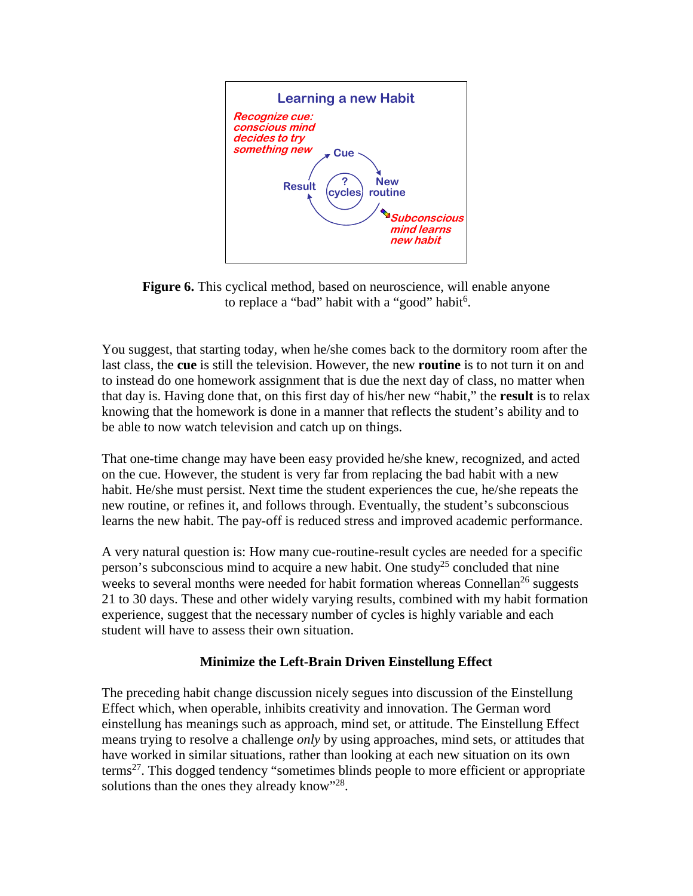Learning a new Habit

*Recognize cue: conscious mind decides to try something new*

Cue

New routine

*Subconscious mind learns new habit*

Result

? cycles

**Figure 6.** This cyclical method, based on neuroscience, will enable anyone to replace a "bad" habit with a "good" habit[6].

You suggest, that starting today, when he/she comes back to the dormitory room after the last class, the **cue** is still the television. However, the new **routine** is to not turn it on and to instead do one homework assignment that is due the next day of class, no matter when that day is. Having done that, on this first day of his/her new "habit," the **result** is to relax knowing that the homework is done in a manner that reflects the student's ability and to be able to now watch television and catch up on things.

That one-time change may have been easy provided he/she knew, recognized, and acted on the cue. However, the student is very far from replacing the bad habit with a new habit. He/she must persist. Next time the student experiences the cue, he/she repeats the new routine, or refines it, and follows through. Eventually, the student's subconscious learns the new habit. The pay-off is reduced stress and improved academic performance.

A very natural question is: How many cue-routine-result cycles are needed for a specific person's subconscious mind to acquire a new habit. One study[25] concluded that nine weeks to several months were needed for habit formation whereas Connellan[26] suggests 21 to 30 days. These and other widely varying results, combined with my habit formation experience, suggest that the necessary number of cycles is highly variable and each student will have to assess their own situation.

## Minimize the Left-Brain Driven Einstellung Effect

The preceding habit change discussion nicely segues into discussion of the Einstellung Effect which, when operable, inhibits creativity and innovation. The German word einstellung has meanings such as approach, mind set, or attitude. The Einstellung Effect means trying to resolve a challenge *only* by using approaches, mind sets, or attitudes that have worked in similar situations, rather than looking at each new situation on its own terms[27]. This dogged tendency "sometimes blinds people to more efficient or appropriate solutions than the ones they already know"[28].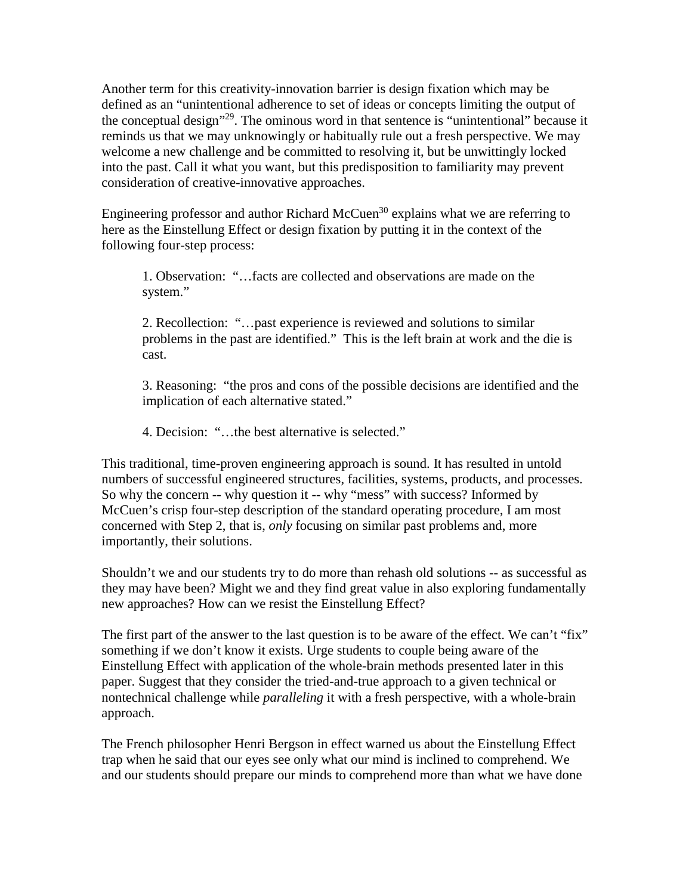Another term for this creativity-innovation barrier is design fixation which may be defined as an "unintentional adherence to set of ideas or concepts limiting the output of the conceptual design"[29]. The ominous word in that sentence is "unintentional" because it reminds us that we may unknowingly or habitually rule out a fresh perspective. We may welcome a new challenge and be committed to resolving it, but be unwittingly locked into the past. Call it what you want, but this predisposition to familiarity may prevent consideration of creative-innovative approaches.

Engineering professor and author Richard McCuen[30] explains what we are referring to here as the Einstellung Effect or design fixation by putting it in the context of the following four-step process:

> 1. Observation: "…facts are collected and observations are made on the system."
>
> 2. Recollection: "…past experience is reviewed and solutions to similar problems in the past are identified." This is the left brain at work and the die is cast.
>
> 3. Reasoning: "the pros and cons of the possible decisions are identified and the implication of each alternative stated."
>
> 4. Decision: "…the best alternative is selected."

This traditional, time-proven engineering approach is sound. It has resulted in untold numbers of successful engineered structures, facilities, systems, products, and processes. So why the concern -- why question it -- why "mess" with success? Informed by McCuen's crisp four-step description of the standard operating procedure, I am most concerned with Step 2, that is, *only* focusing on similar past problems and, more importantly, their solutions.

Shouldn't we and our students try to do more than rehash old solutions -- as successful as they may have been? Might we and they find great value in also exploring fundamentally new approaches? How can we resist the Einstellung Effect?

The first part of the answer to the last question is to be aware of the effect. We can't "fix" something if we don't know it exists. Urge students to couple being aware of the Einstellung Effect with application of the whole-brain methods presented later in this paper. Suggest that they consider the tried-and-true approach to a given technical or nontechnical challenge while *paralleling* it with a fresh perspective, with a whole-brain approach.

The French philosopher Henri Bergson in effect warned us about the Einstellung Effect trap when he said that our eyes see only what our mind is inclined to comprehend. We and our students should prepare our minds to comprehend more than what we have done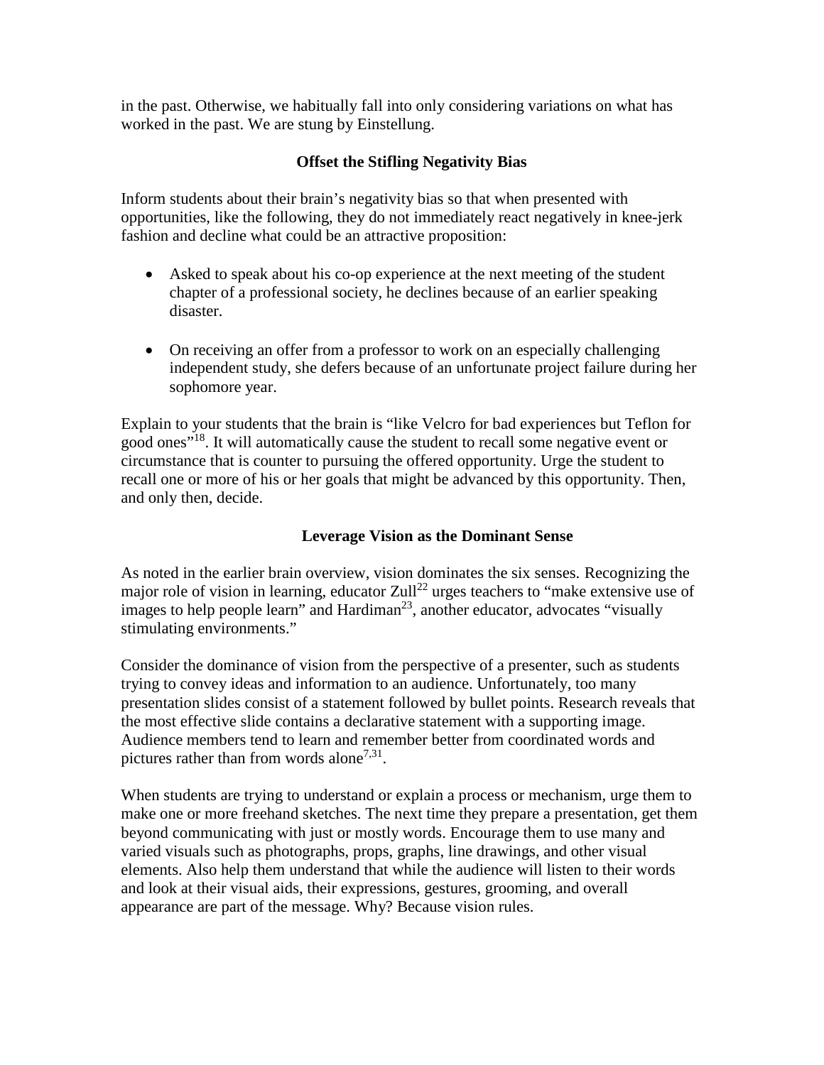in the past. Otherwise, we habitually fall into only considering variations on what has worked in the past. We are stung by Einstellung.

### Offset the Stifling Negativity Bias

Inform students about their brain's negativity bias so that when presented with opportunities, like the following, they do not immediately react negatively in knee-jerk fashion and decline what could be an attractive proposition:

- Asked to speak about his co-op experience at the next meeting of the student chapter of a professional society, he declines because of an earlier speaking disaster.

- On receiving an offer from a professor to work on an especially challenging independent study, she defers because of an unfortunate project failure during her sophomore year.

Explain to your students that the brain is "like Velcro for bad experiences but Teflon for good ones"[18]. It will automatically cause the student to recall some negative event or circumstance that is counter to pursuing the offered opportunity. Urge the student to recall one or more of his or her goals that might be advanced by this opportunity. Then, and only then, decide.

### Leverage Vision as the Dominant Sense

As noted in the earlier brain overview, vision dominates the six senses. Recognizing the major role of vision in learning, educator Zull[22] urges teachers to "make extensive use of images to help people learn" and Hardiman[23], another educator, advocates "visually stimulating environments."

Consider the dominance of vision from the perspective of a presenter, such as students trying to convey ideas and information to an audience. Unfortunately, too many presentation slides consist of a statement followed by bullet points. Research reveals that the most effective slide contains a declarative statement with a supporting image. Audience members tend to learn and remember better from coordinated words and pictures rather than from words alone[7,31].

When students are trying to understand or explain a process or mechanism, urge them to make one or more freehand sketches. The next time they prepare a presentation, get them beyond communicating with just or mostly words. Encourage them to use many and varied visuals such as photographs, props, graphs, line drawings, and other visual elements. Also help them understand that while the audience will listen to their words and look at their visual aids, their expressions, gestures, grooming, and overall appearance are part of the message. Why? Because vision rules.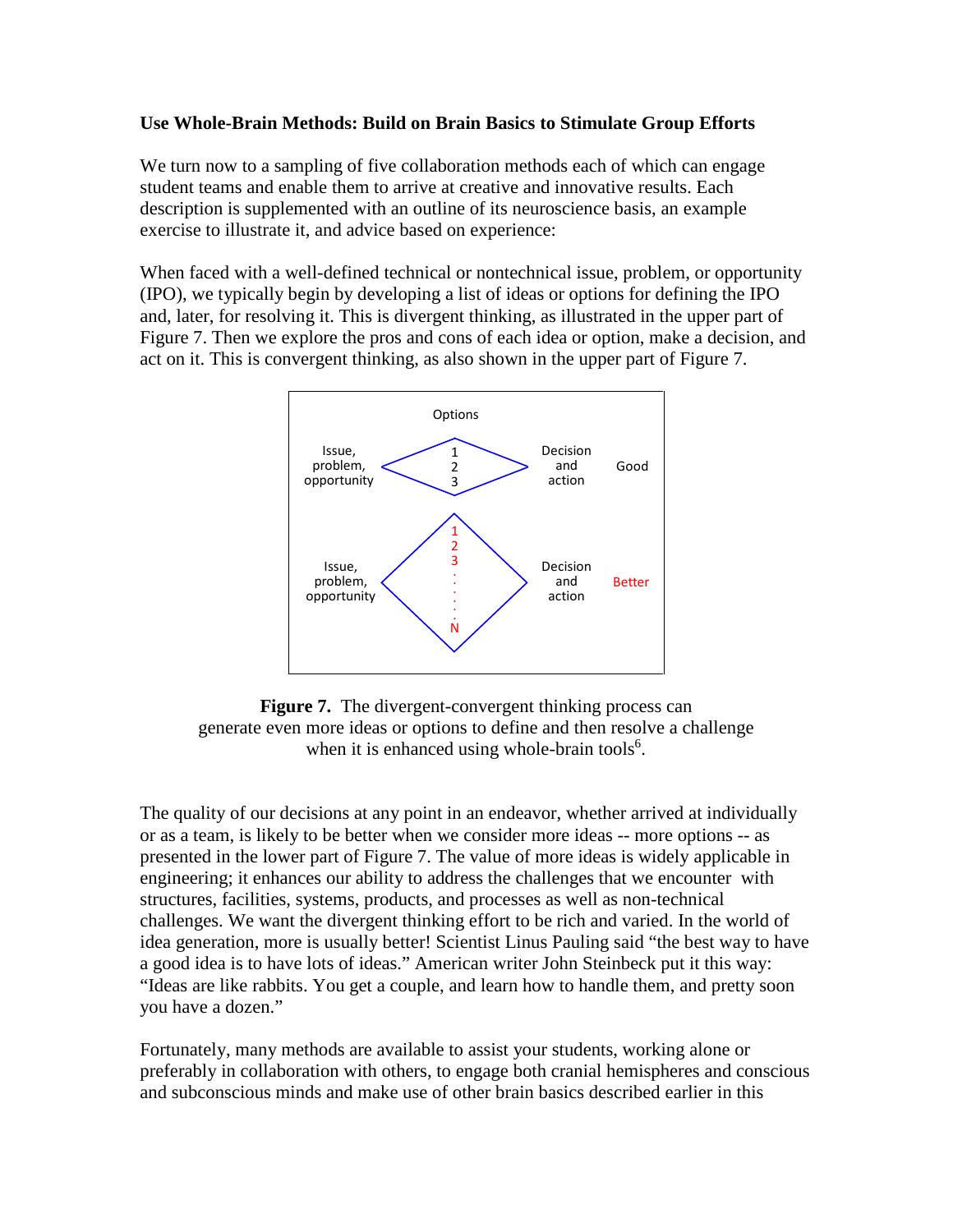**Use Whole-Brain Methods: Build on Brain Basics to Stimulate Group Efforts**

We turn now to a sampling of five collaboration methods each of which can engage student teams and enable them to arrive at creative and innovative results. Each description is supplemented with an outline of its neuroscience basis, an example exercise to illustrate it, and advice based on experience:

When faced with a well-defined technical or nontechnical issue, problem, or opportunity (IPO), we typically begin by developing a list of ideas or options for defining the IPO and, later, for resolving it. This is divergent thinking, as illustrated in the upper part of Figure 7. Then we explore the pros and cons of each idea or option, make a decision, and act on it. This is convergent thinking, as also shown in the upper part of Figure 7.

**Figure 7.** The divergent-convergent thinking process can generate even more ideas or options to define and then resolve a challenge when it is enhanced using whole-brain tools[6].

The quality of our decisions at any point in an endeavor, whether arrived at individually or as a team, is likely to be better when we consider more ideas -- more options -- as presented in the lower part of Figure 7. The value of more ideas is widely applicable in engineering; it enhances our ability to address the challenges that we encounter with structures, facilities, systems, products, and processes as well as non-technical challenges. We want the divergent thinking effort to be rich and varied. In the world of idea generation, more is usually better! Scientist Linus Pauling said "the best way to have a good idea is to have lots of ideas." American writer John Steinbeck put it this way: "Ideas are like rabbits. You get a couple, and learn how to handle them, and pretty soon you have a dozen."

Fortunately, many methods are available to assist your students, working alone or preferably in collaboration with others, to engage both cranial hemispheres and conscious and subconscious minds and make use of other brain basics described earlier in this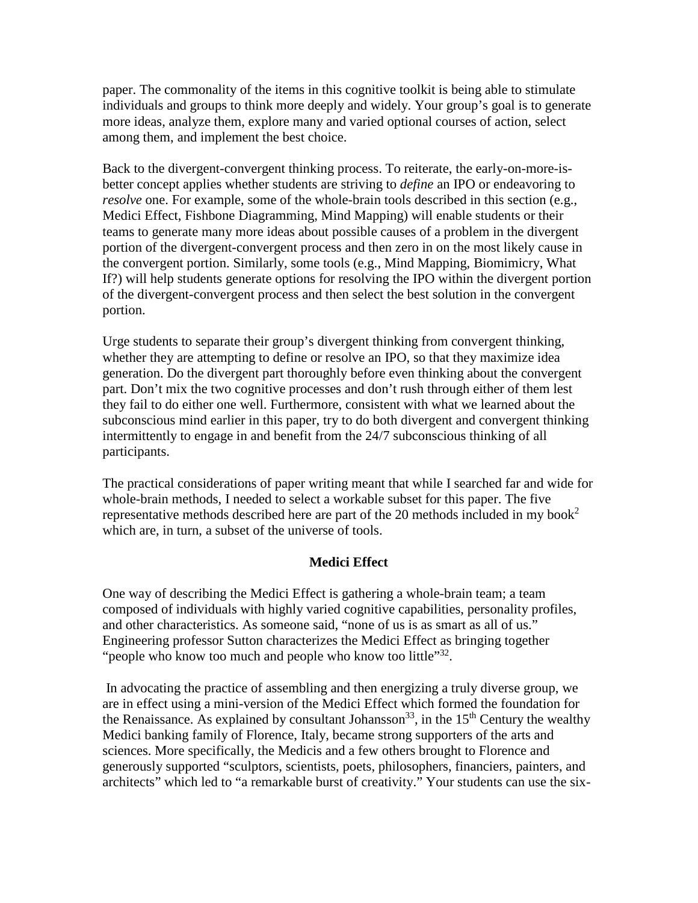paper. The commonality of the items in this cognitive toolkit is being able to stimulate individuals and groups to think more deeply and widely. Your group's goal is to generate more ideas, analyze them, explore many and varied optional courses of action, select among them, and implement the best choice.

Back to the divergent-convergent thinking process. To reiterate, the early-on-more-is-better concept applies whether students are striving to *define* an IPO or endeavoring to *resolve* one. For example, some of the whole-brain tools described in this section (e.g., Medici Effect, Fishbone Diagramming, Mind Mapping) will enable students or their teams to generate many more ideas about possible causes of a problem in the divergent portion of the divergent-convergent process and then zero in on the most likely cause in the convergent portion. Similarly, some tools (e.g., Mind Mapping, Biomimicry, What If?) will help students generate options for resolving the IPO within the divergent portion of the divergent-convergent process and then select the best solution in the convergent portion.

Urge students to separate their group's divergent thinking from convergent thinking, whether they are attempting to define or resolve an IPO, so that they maximize idea generation. Do the divergent part thoroughly before even thinking about the convergent part. Don't mix the two cognitive processes and don't rush through either of them lest they fail to do either one well. Furthermore, consistent with what we learned about the subconscious mind earlier in this paper, try to do both divergent and convergent thinking intermittently to engage in and benefit from the 24/7 subconscious thinking of all participants.

The practical considerations of paper writing meant that while I searched far and wide for whole-brain methods, I needed to select a workable subset for this paper. The five representative methods described here are part of the 20 methods included in my book[2] which are, in turn, a subset of the universe of tools.

## Medici Effect

One way of describing the Medici Effect is gathering a whole-brain team; a team composed of individuals with highly varied cognitive capabilities, personality profiles, and other characteristics. As someone said, "none of us is as smart as all of us." Engineering professor Sutton characterizes the Medici Effect as bringing together "people who know too much and people who know too little"[32].

In advocating the practice of assembling and then energizing a truly diverse group, we are in effect using a mini-version of the Medici Effect which formed the foundation for the Renaissance. As explained by consultant Johansson[33], in the 15th Century the wealthy Medici banking family of Florence, Italy, became strong supporters of the arts and sciences. More specifically, the Medicis and a few others brought to Florence and generously supported "sculptors, scientists, poets, philosophers, financiers, painters, and architects" which led to "a remarkable burst of creativity." Your students can use the six-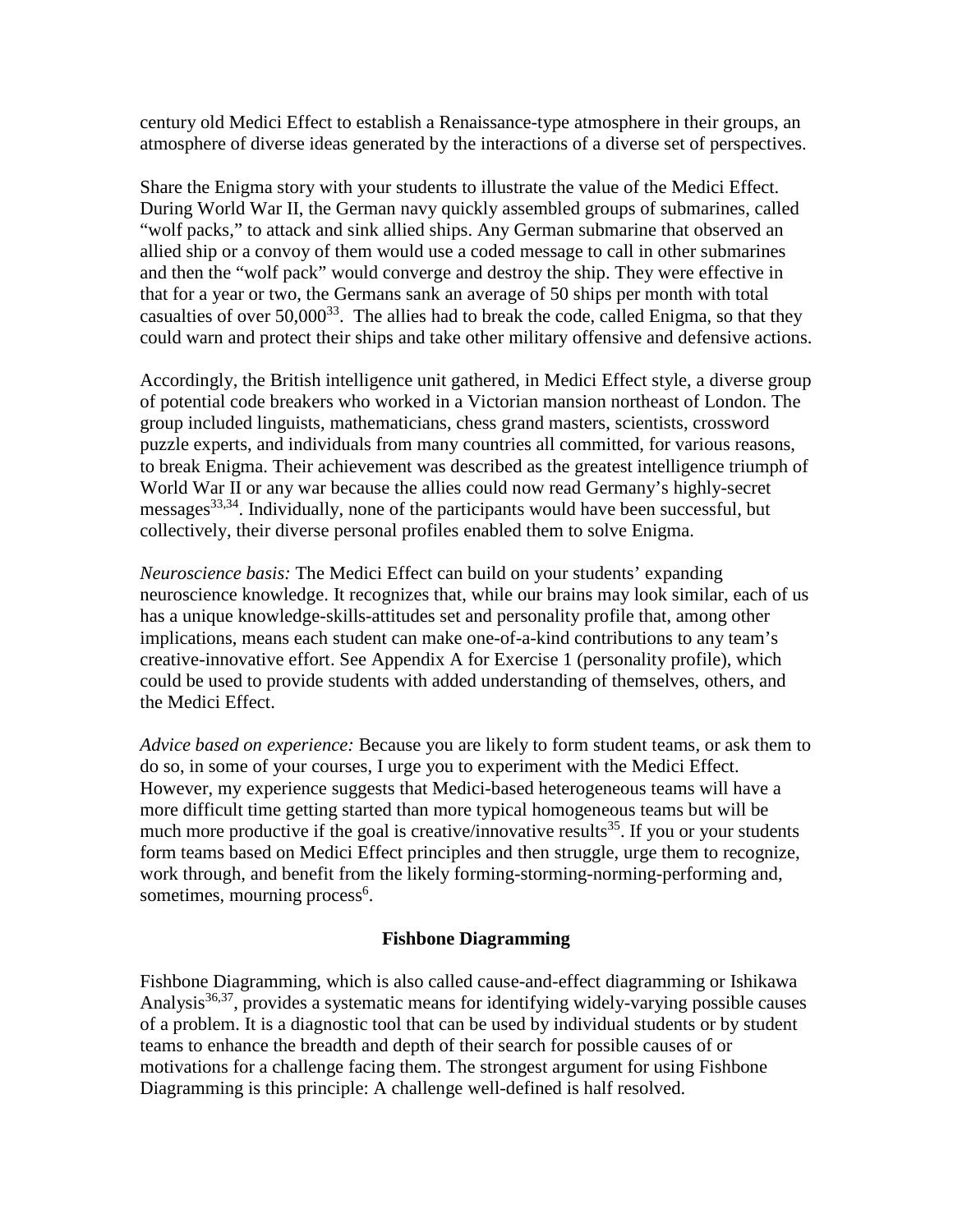century old Medici Effect to establish a Renaissance-type atmosphere in their groups, an atmosphere of diverse ideas generated by the interactions of a diverse set of perspectives.

Share the Enigma story with your students to illustrate the value of the Medici Effect. During World War II, the German navy quickly assembled groups of submarines, called "wolf packs," to attack and sink allied ships. Any German submarine that observed an allied ship or a convoy of them would use a coded message to call in other submarines and then the "wolf pack" would converge and destroy the ship. They were effective in that for a year or two, the Germans sank an average of 50 ships per month with total casualties of over 50,000[33]. The allies had to break the code, called Enigma, so that they could warn and protect their ships and take other military offensive and defensive actions.

Accordingly, the British intelligence unit gathered, in Medici Effect style, a diverse group of potential code breakers who worked in a Victorian mansion northeast of London. The group included linguists, mathematicians, chess grand masters, scientists, crossword puzzle experts, and individuals from many countries all committed, for various reasons, to break Enigma. Their achievement was described as the greatest intelligence triumph of World War II or any war because the allies could now read Germany's highly-secret messages[33,34]. Individually, none of the participants would have been successful, but collectively, their diverse personal profiles enabled them to solve Enigma.

*Neuroscience basis:* The Medici Effect can build on your students' expanding neuroscience knowledge. It recognizes that, while our brains may look similar, each of us has a unique knowledge-skills-attitudes set and personality profile that, among other implications, means each student can make one-of-a-kind contributions to any team's creative-innovative effort. See Appendix A for Exercise 1 (personality profile), which could be used to provide students with added understanding of themselves, others, and the Medici Effect.

*Advice based on experience:* Because you are likely to form student teams, or ask them to do so, in some of your courses, I urge you to experiment with the Medici Effect. However, my experience suggests that Medici-based heterogeneous teams will have a more difficult time getting started than more typical homogeneous teams but will be much more productive if the goal is creative/innovative results[35]. If you or your students form teams based on Medici Effect principles and then struggle, urge them to recognize, work through, and benefit from the likely forming-storming-norming-performing and, sometimes, mourning process[6].

## Fishbone Diagramming

Fishbone Diagramming, which is also called cause-and-effect diagramming or Ishikawa Analysis[36,37], provides a systematic means for identifying widely-varying possible causes of a problem. It is a diagnostic tool that can be used by individual students or by student teams to enhance the breadth and depth of their search for possible causes of or motivations for a challenge facing them. The strongest argument for using Fishbone Diagramming is this principle: A challenge well-defined is half resolved.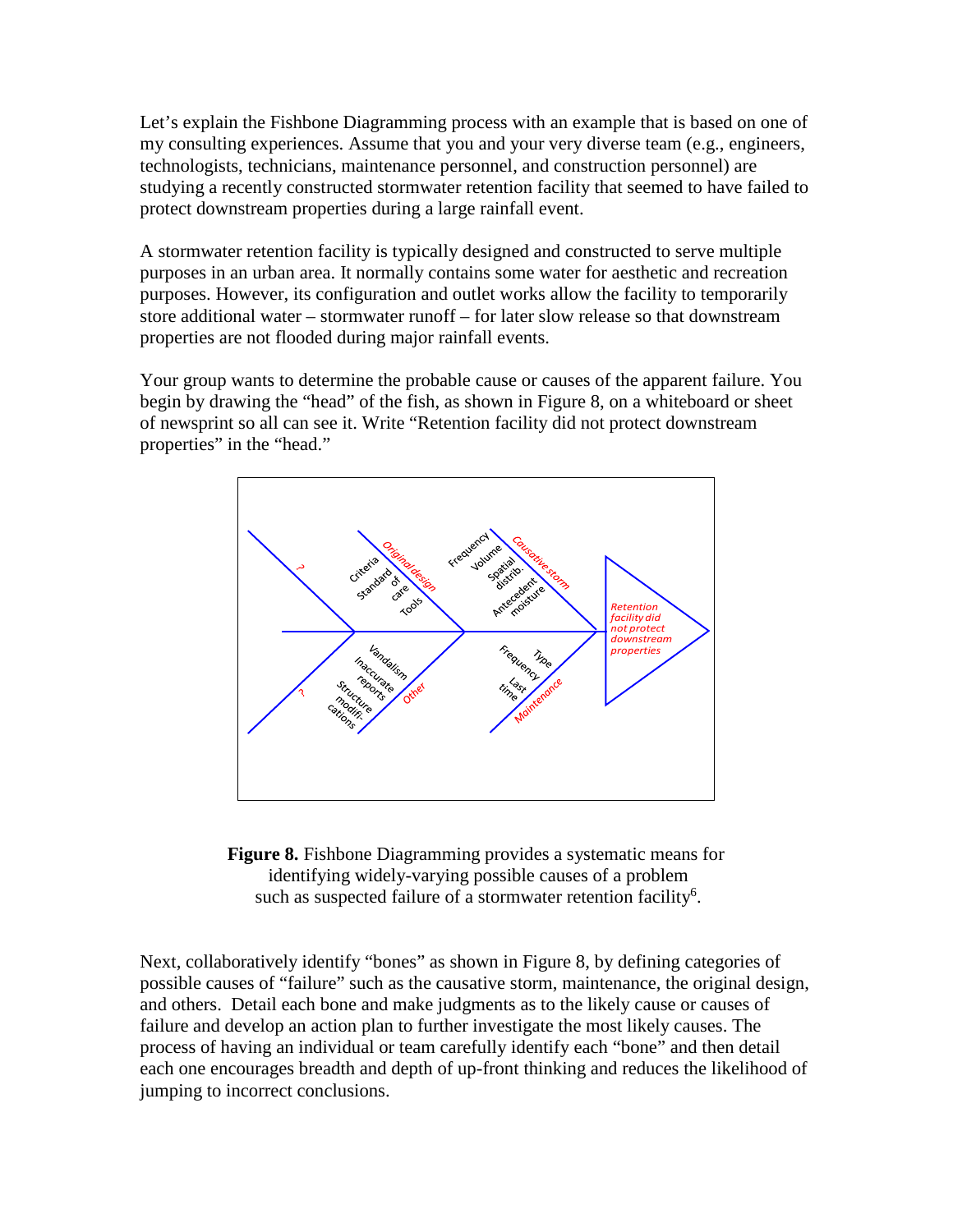Let's explain the Fishbone Diagramming process with an example that is based on one of my consulting experiences. Assume that you and your very diverse team (e.g., engineers, technologists, technicians, maintenance personnel, and construction personnel) are studying a recently constructed stormwater retention facility that seemed to have failed to protect downstream properties during a large rainfall event.

A stormwater retention facility is typically designed and constructed to serve multiple purposes in an urban area. It normally contains some water for aesthetic and recreation purposes. However, its configuration and outlet works allow the facility to temporarily store additional water – stormwater runoff – for later slow release so that downstream properties are not flooded during major rainfall events.

Your group wants to determine the probable cause or causes of the apparent failure. You begin by drawing the "head" of the fish, as shown in Figure 8, on a whiteboard or sheet of newsprint so all can see it. Write "Retention facility did not protect downstream properties" in the "head."

**Figure 8.** Fishbone Diagramming provides a systematic means for identifying widely-varying possible causes of a problem such as suspected failure of a stormwater retention facility[6].

Next, collaboratively identify "bones" as shown in Figure 8, by defining categories of possible causes of "failure" such as the causative storm, maintenance, the original design, and others. Detail each bone and make judgments as to the likely cause or causes of failure and develop an action plan to further investigate the most likely causes. The process of having an individual or team carefully identify each "bone" and then detail each one encourages breadth and depth of up-front thinking and reduces the likelihood of jumping to incorrect conclusions.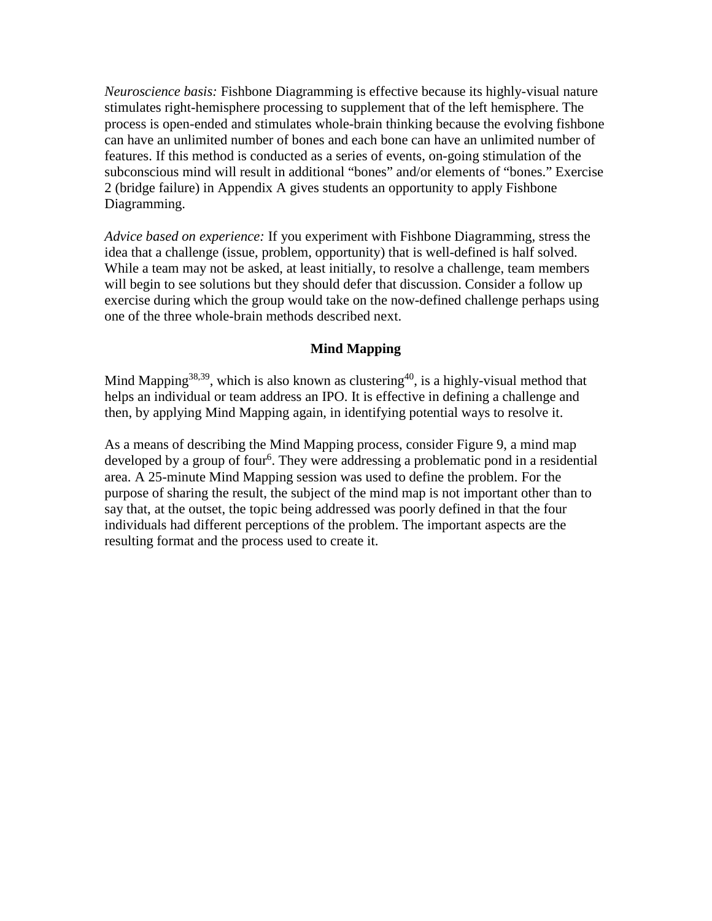*Neuroscience basis:* Fishbone Diagramming is effective because its highly-visual nature stimulates right-hemisphere processing to supplement that of the left hemisphere. The process is open-ended and stimulates whole-brain thinking because the evolving fishbone can have an unlimited number of bones and each bone can have an unlimited number of features. If this method is conducted as a series of events, on-going stimulation of the subconscious mind will result in additional "bones" and/or elements of "bones." Exercise 2 (bridge failure) in Appendix A gives students an opportunity to apply Fishbone Diagramming.

*Advice based on experience:* If you experiment with Fishbone Diagramming, stress the idea that a challenge (issue, problem, opportunity) that is well-defined is half solved. While a team may not be asked, at least initially, to resolve a challenge, team members will begin to see solutions but they should defer that discussion. Consider a follow up exercise during which the group would take on the now-defined challenge perhaps using one of the three whole-brain methods described next.

## Mind Mapping

Mind Mapping[38,39], which is also known as clustering[40], is a highly-visual method that helps an individual or team address an IPO. It is effective in defining a challenge and then, by applying Mind Mapping again, in identifying potential ways to resolve it.

As a means of describing the Mind Mapping process, consider Figure 9, a mind map developed by a group of four[6]. They were addressing a problematic pond in a residential area. A 25-minute Mind Mapping session was used to define the problem. For the purpose of sharing the result, the subject of the mind map is not important other than to say that, at the outset, the topic being addressed was poorly defined in that the four individuals had different perceptions of the problem. The important aspects are the resulting format and the process used to create it.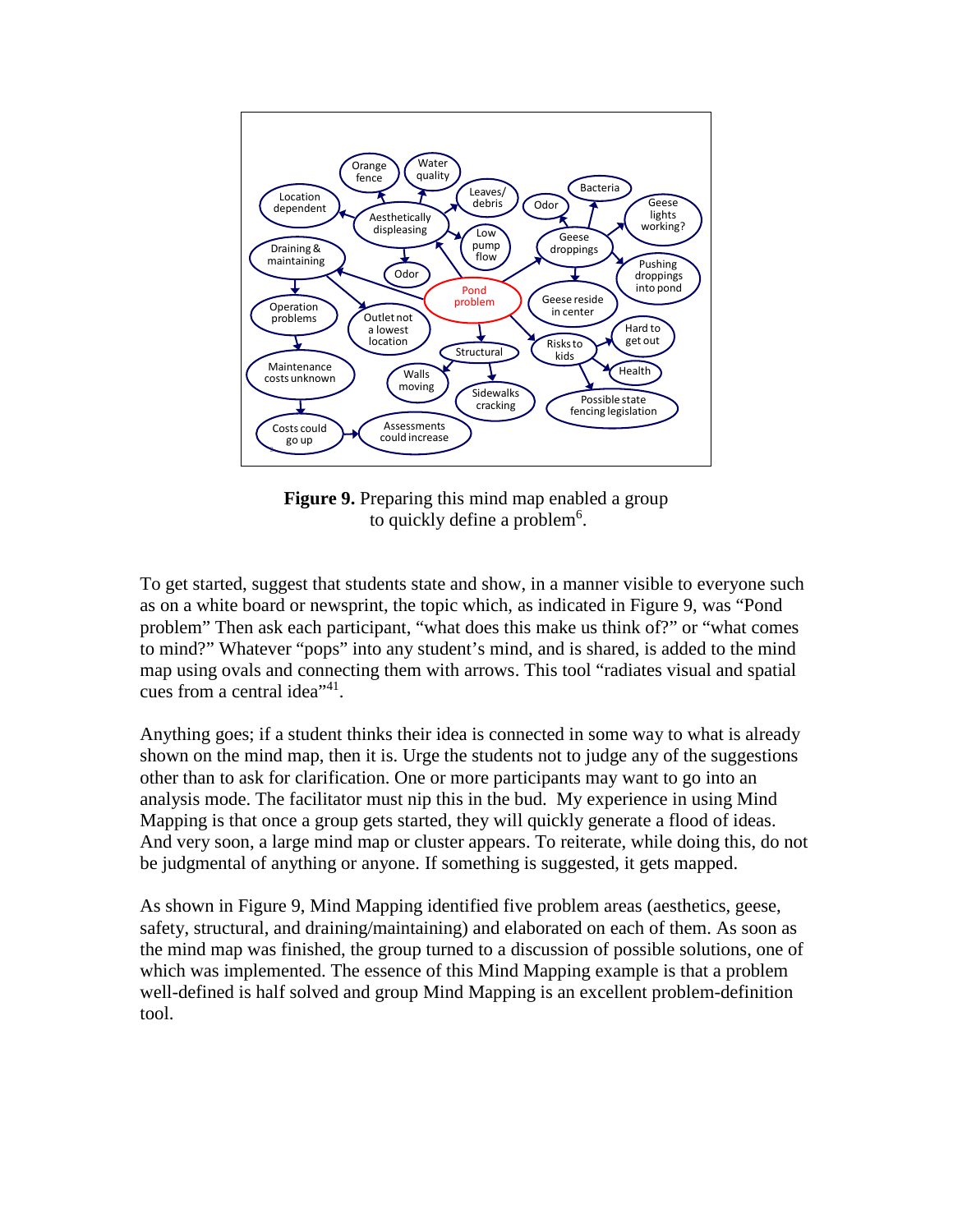**Figure 9.** Preparing this mind map enabled a group to quickly define a problem[6].

To get started, suggest that students state and show, in a manner visible to everyone such as on a white board or newsprint, the topic which, as indicated in Figure 9, was "Pond problem" Then ask each participant, "what does this make us think of?" or "what comes to mind?" Whatever "pops" into any student's mind, and is shared, is added to the mind map using ovals and connecting them with arrows. This tool "radiates visual and spatial cues from a central idea"[41].

Anything goes; if a student thinks their idea is connected in some way to what is already shown on the mind map, then it is. Urge the students not to judge any of the suggestions other than to ask for clarification. One or more participants may want to go into an analysis mode. The facilitator must nip this in the bud. My experience in using Mind Mapping is that once a group gets started, they will quickly generate a flood of ideas. And very soon, a large mind map or cluster appears. To reiterate, while doing this, do not be judgmental of anything or anyone. If something is suggested, it gets mapped.

As shown in Figure 9, Mind Mapping identified five problem areas (aesthetics, geese, safety, structural, and draining/maintaining) and elaborated on each of them. As soon as the mind map was finished, the group turned to a discussion of possible solutions, one of which was implemented. The essence of this Mind Mapping example is that a problem well-defined is half solved and group Mind Mapping is an excellent problem-definition tool.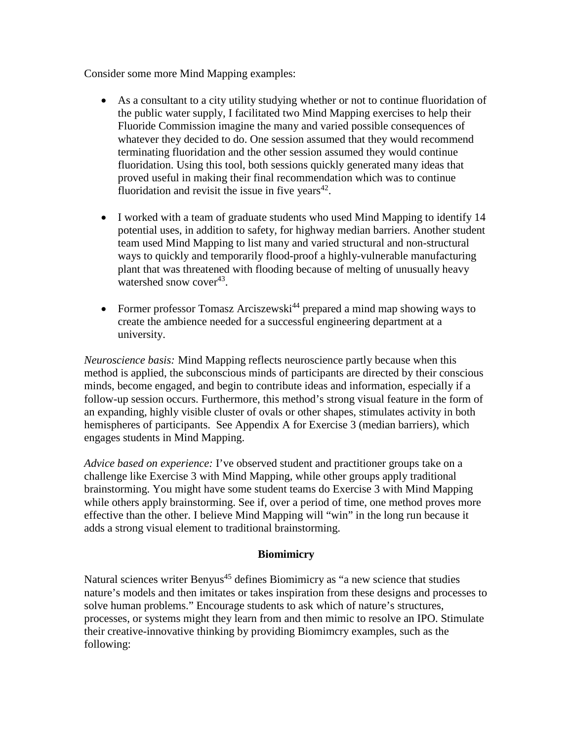Consider some more Mind Mapping examples:

- As a consultant to a city utility studying whether or not to continue fluoridation of the public water supply, I facilitated two Mind Mapping exercises to help their Fluoride Commission imagine the many and varied possible consequences of whatever they decided to do. One session assumed that they would recommend terminating fluoridation and the other session assumed they would continue fluoridation. Using this tool, both sessions quickly generated many ideas that proved useful in making their final recommendation which was to continue fluoridation and revisit the issue in five years[42].

- I worked with a team of graduate students who used Mind Mapping to identify 14 potential uses, in addition to safety, for highway median barriers. Another student team used Mind Mapping to list many and varied structural and non-structural ways to quickly and temporarily flood-proof a highly-vulnerable manufacturing plant that was threatened with flooding because of melting of unusually heavy watershed snow cover[43].

- Former professor Tomasz Arciszewski[44] prepared a mind map showing ways to create the ambience needed for a successful engineering department at a university.

*Neuroscience basis:* Mind Mapping reflects neuroscience partly because when this method is applied, the subconscious minds of participants are directed by their conscious minds, become engaged, and begin to contribute ideas and information, especially if a follow-up session occurs. Furthermore, this method's strong visual feature in the form of an expanding, highly visible cluster of ovals or other shapes, stimulates activity in both hemispheres of participants. See Appendix A for Exercise 3 (median barriers), which engages students in Mind Mapping.

*Advice based on experience:* I've observed student and practitioner groups take on a challenge like Exercise 3 with Mind Mapping, while other groups apply traditional brainstorming. You might have some student teams do Exercise 3 with Mind Mapping while others apply brainstorming. See if, over a period of time, one method proves more effective than the other. I believe Mind Mapping will "win" in the long run because it adds a strong visual element to traditional brainstorming.

## Biomimicry

Natural sciences writer Benyus[45] defines Biomimicry as "a new science that studies nature's models and then imitates or takes inspiration from these designs and processes to solve human problems." Encourage students to ask which of nature's structures, processes, or systems might they learn from and then mimic to resolve an IPO. Stimulate their creative-innovative thinking by providing Biomimcry examples, such as the following: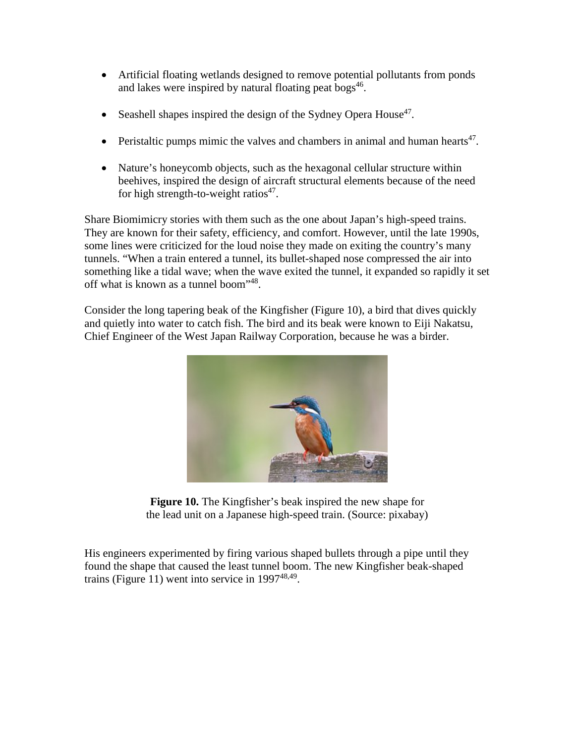- Artificial floating wetlands designed to remove potential pollutants from ponds and lakes were inspired by natural floating peat bogs[46].

- Seashell shapes inspired the design of the Sydney Opera House[47].

- Peristaltic pumps mimic the valves and chambers in animal and human hearts[47].

- Nature's honeycomb objects, such as the hexagonal cellular structure within beehives, inspired the design of aircraft structural elements because of the need for high strength-to-weight ratios[47].

Share Biomimicry stories with them such as the one about Japan's high-speed trains. They are known for their safety, efficiency, and comfort. However, until the late 1990s, some lines were criticized for the loud noise they made on exiting the country's many tunnels. "When a train entered a tunnel, its bullet-shaped nose compressed the air into something like a tidal wave; when the wave exited the tunnel, it expanded so rapidly it set off what is known as a tunnel boom"[48].

Consider the long tapering beak of the Kingfisher (Figure 10), a bird that dives quickly and quietly into water to catch fish. The bird and its beak were known to Eiji Nakatsu, Chief Engineer of the West Japan Railway Corporation, because he was a birder.

**Figure 10.** The Kingfisher's beak inspired the new shape for the lead unit on a Japanese high-speed train. (Source: pixabay)

His engineers experimented by firing various shaped bullets through a pipe until they found the shape that caused the least tunnel boom. The new Kingfisher beak-shaped trains (Figure 11) went into service in 1997[48,49].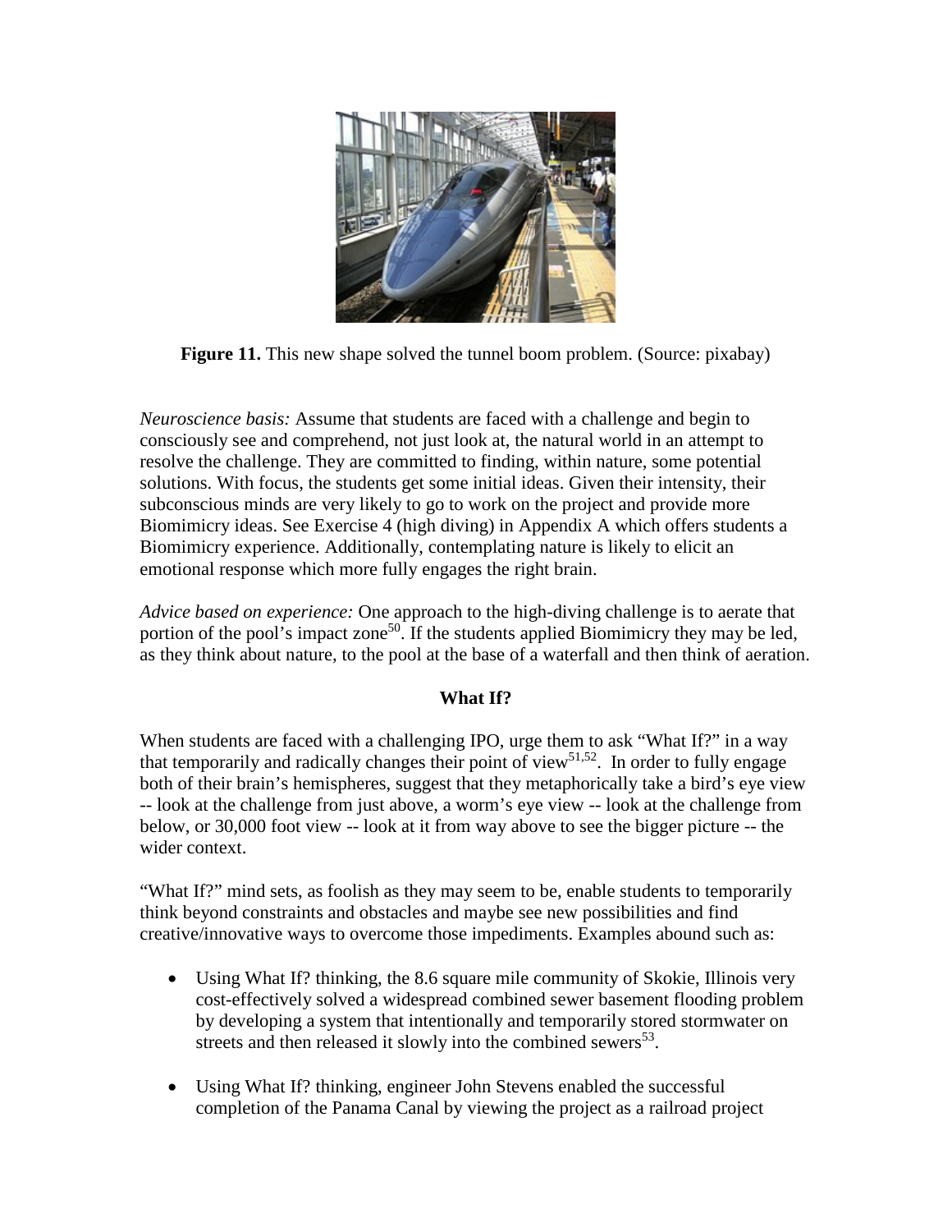**Figure 11.** This new shape solved the tunnel boom problem. (Source: pixabay)

*Neuroscience basis:* Assume that students are faced with a challenge and begin to consciously see and comprehend, not just look at, the natural world in an attempt to resolve the challenge. They are committed to finding, within nature, some potential solutions. With focus, the students get some initial ideas. Given their intensity, their subconscious minds are very likely to go to work on the project and provide more Biomimicry ideas. See Exercise 4 (high diving) in Appendix A which offers students a Biomimicry experience. Additionally, contemplating nature is likely to elicit an emotional response which more fully engages the right brain.

*Advice based on experience:* One approach to the high-diving challenge is to aerate that portion of the pool's impact zone[50]. If the students applied Biomimicry they may be led, as they think about nature, to the pool at the base of a waterfall and then think of aeration.

## What If?

When students are faced with a challenging IPO, urge them to ask "What If?" in a way that temporarily and radically changes their point of view[51,52]. In order to fully engage both of their brain's hemispheres, suggest that they metaphorically take a bird's eye view -- look at the challenge from just above, a worm's eye view -- look at the challenge from below, or 30,000 foot view -- look at it from way above to see the bigger picture -- the wider context.

"What If?" mind sets, as foolish as they may seem to be, enable students to temporarily think beyond constraints and obstacles and maybe see new possibilities and find creative/innovative ways to overcome those impediments. Examples abound such as:

- Using What If? thinking, the 8.6 square mile community of Skokie, Illinois very cost-effectively solved a widespread combined sewer basement flooding problem by developing a system that intentionally and temporarily stored stormwater on streets and then released it slowly into the combined sewers[53].

- Using What If? thinking, engineer John Stevens enabled the successful completion of the Panama Canal by viewing the project as a railroad project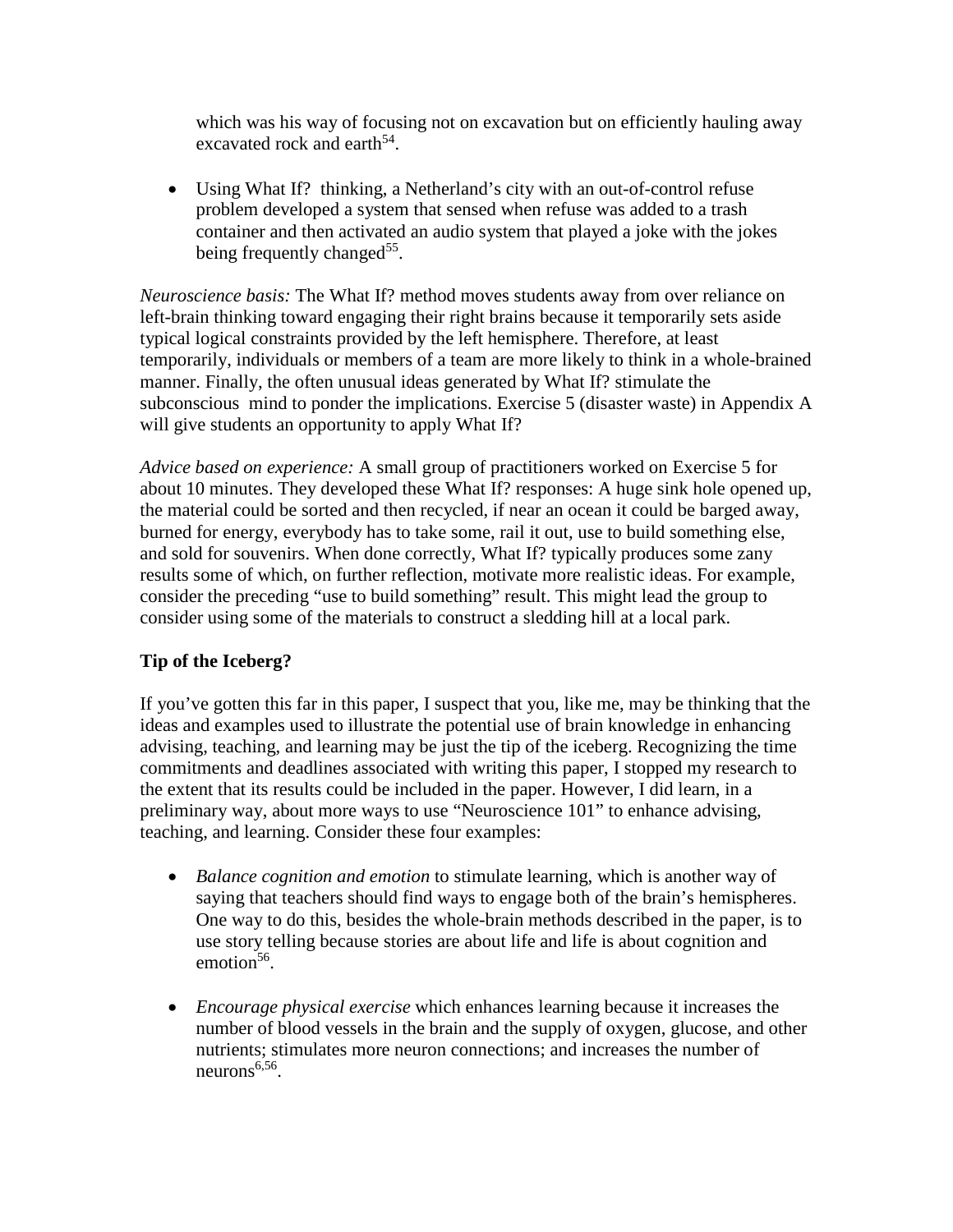which was his way of focusing not on excavation but on efficiently hauling away excavated rock and earth[54].

- Using What If? thinking, a Netherland's city with an out-of-control refuse problem developed a system that sensed when refuse was added to a trash container and then activated an audio system that played a joke with the jokes being frequently changed[55].

*Neuroscience basis:* The What If? method moves students away from over reliance on left-brain thinking toward engaging their right brains because it temporarily sets aside typical logical constraints provided by the left hemisphere. Therefore, at least temporarily, individuals or members of a team are more likely to think in a whole-brained manner. Finally, the often unusual ideas generated by What If? stimulate the subconscious mind to ponder the implications. Exercise 5 (disaster waste) in Appendix A will give students an opportunity to apply What If?

*Advice based on experience:* A small group of practitioners worked on Exercise 5 for about 10 minutes. They developed these What If? responses: A huge sink hole opened up, the material could be sorted and then recycled, if near an ocean it could be barged away, burned for energy, everybody has to take some, rail it out, use to build something else, and sold for souvenirs. When done correctly, What If? typically produces some zany results some of which, on further reflection, motivate more realistic ideas. For example, consider the preceding "use to build something" result. This might lead the group to consider using some of the materials to construct a sledding hill at a local park.

**Tip of the Iceberg?**

If you've gotten this far in this paper, I suspect that you, like me, may be thinking that the ideas and examples used to illustrate the potential use of brain knowledge in enhancing advising, teaching, and learning may be just the tip of the iceberg. Recognizing the time commitments and deadlines associated with writing this paper, I stopped my research to the extent that its results could be included in the paper. However, I did learn, in a preliminary way, about more ways to use "Neuroscience 101" to enhance advising, teaching, and learning. Consider these four examples:

- *Balance cognition and emotion* to stimulate learning, which is another way of saying that teachers should find ways to engage both of the brain's hemispheres. One way to do this, besides the whole-brain methods described in the paper, is to use story telling because stories are about life and life is about cognition and emotion[56].

- *Encourage physical exercise* which enhances learning because it increases the number of blood vessels in the brain and the supply of oxygen, glucose, and other nutrients; stimulates more neuron connections; and increases the number of neurons[6,56].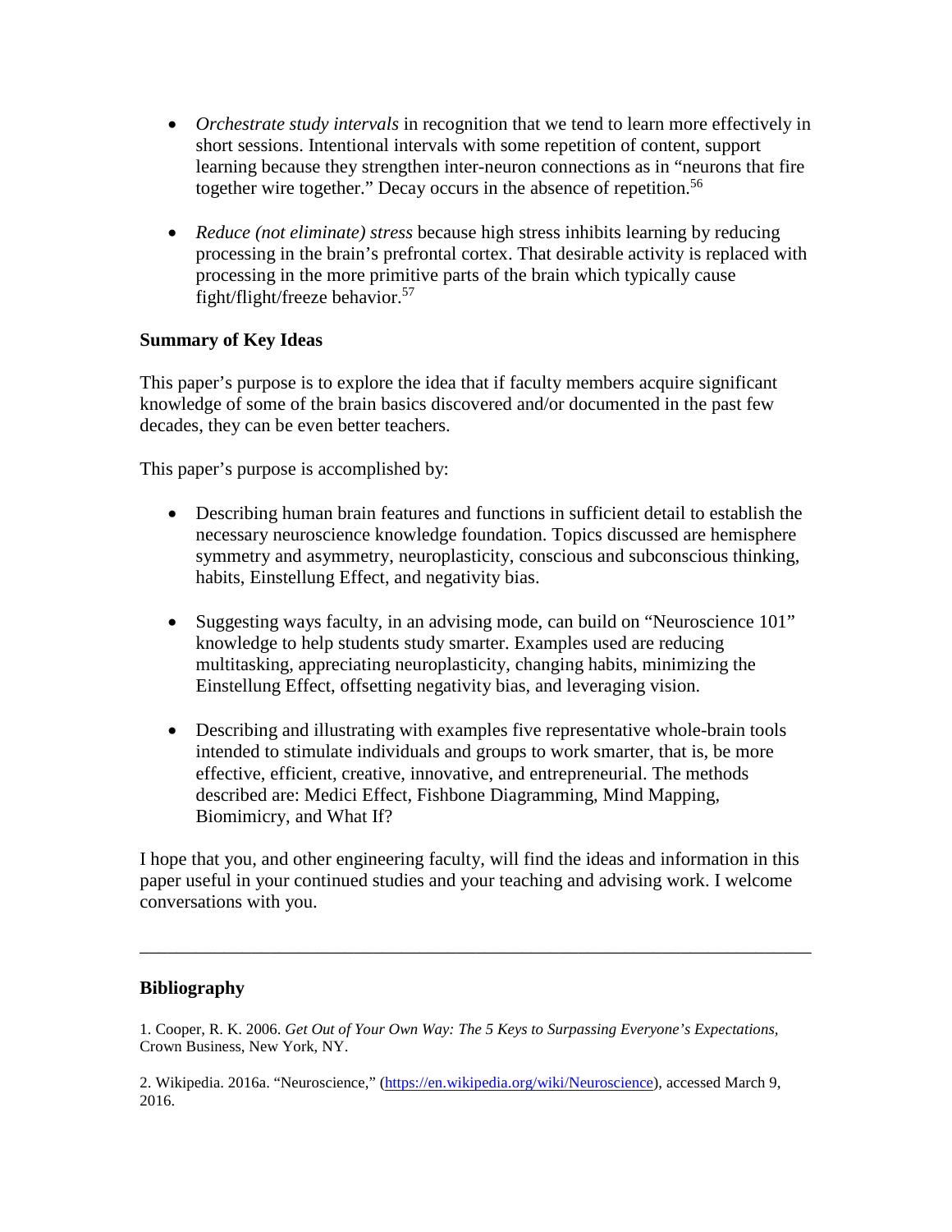- *Orchestrate study intervals* in recognition that we tend to learn more effectively in short sessions. Intentional intervals with some repetition of content, support learning because they strengthen inter-neuron connections as in "neurons that fire together wire together." Decay occurs in the absence of repetition.[56]

- *Reduce (not eliminate) stress* because high stress inhibits learning by reducing processing in the brain's prefrontal cortex. That desirable activity is replaced with processing in the more primitive parts of the brain which typically cause fight/flight/freeze behavior.[57]

**Summary of Key Ideas**

This paper's purpose is to explore the idea that if faculty members acquire significant knowledge of some of the brain basics discovered and/or documented in the past few decades, they can be even better teachers.

This paper's purpose is accomplished by:

- Describing human brain features and functions in sufficient detail to establish the necessary neuroscience knowledge foundation. Topics discussed are hemisphere symmetry and asymmetry, neuroplasticity, conscious and subconscious thinking, habits, Einstellung Effect, and negativity bias.

- Suggesting ways faculty, in an advising mode, can build on "Neuroscience 101" knowledge to help students study smarter. Examples used are reducing multitasking, appreciating neuroplasticity, changing habits, minimizing the Einstellung Effect, offsetting negativity bias, and leveraging vision.

- Describing and illustrating with examples five representative whole-brain tools intended to stimulate individuals and groups to work smarter, that is, be more effective, efficient, creative, innovative, and entrepreneurial. The methods described are: Medici Effect, Fishbone Diagramming, Mind Mapping, Biomimicry, and What If?

I hope that you, and other engineering faculty, will find the ideas and information in this paper useful in your continued studies and your teaching and advising work. I welcome conversations with you.

---

**Bibliography**

1. Cooper, R. K. 2006. *Get Out of Your Own Way: The 5 Keys to Surpassing Everyone's Expectations*, Crown Business, New York, NY.

2. Wikipedia. 2016a. "Neuroscience," (https://en.wikipedia.org/wiki/Neuroscience), accessed March 9, 2016.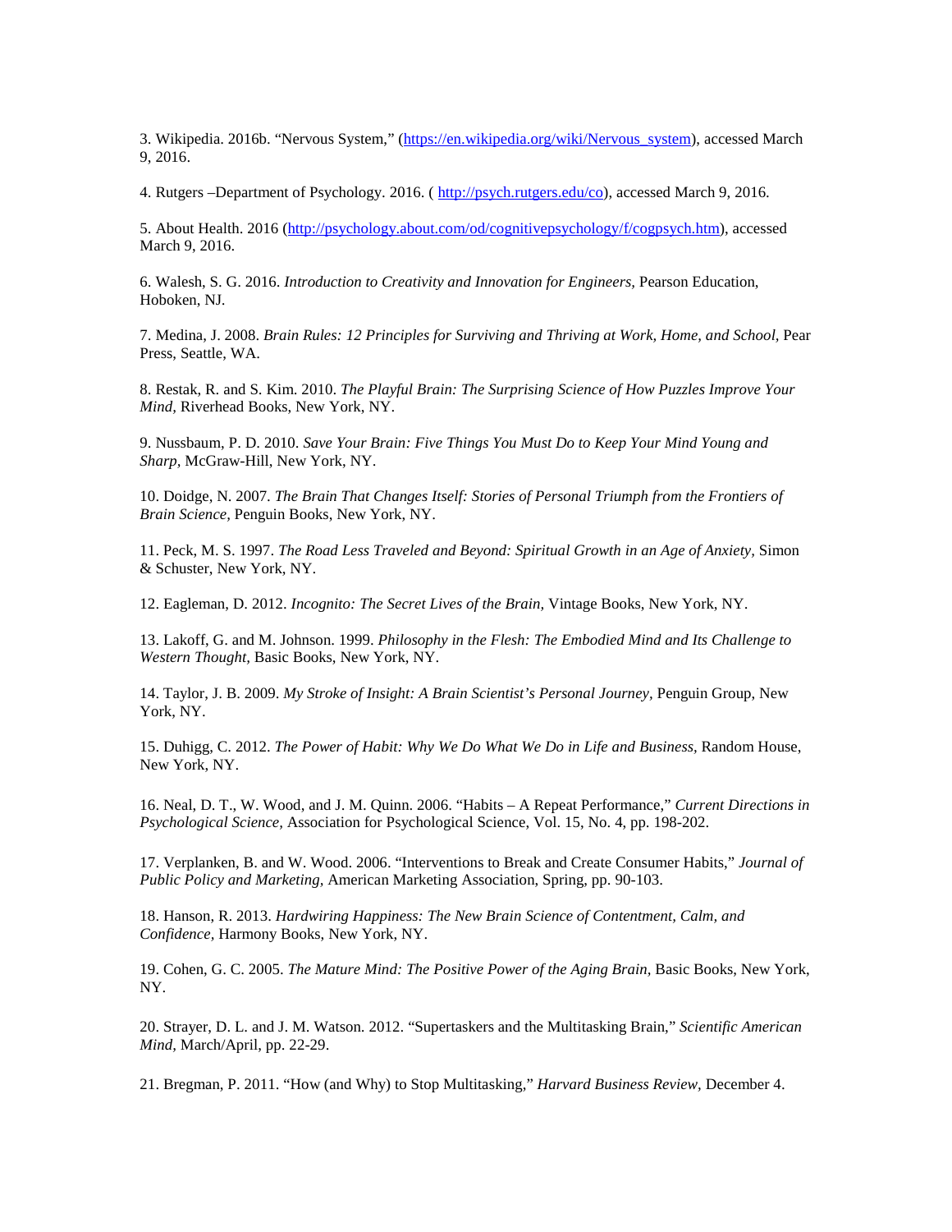3. Wikipedia. 2016b. “Nervous System,” (https://en.wikipedia.org/wiki/Nervous_system), accessed March 9, 2016.

4. Rutgers –Department of Psychology. 2016. ( http://psych.rutgers.edu/co), accessed March 9, 2016.

5. About Health. 2016 (http://psychology.about.com/od/cognitivepsychology/f/cogpsych.htm), accessed March 9, 2016.

6. Walesh, S. G. 2016. *Introduction to Creativity and Innovation for Engineers,* Pearson Education, Hoboken, NJ.

7. Medina, J. 2008. *Brain Rules: 12 Principles for Surviving and Thriving at Work, Home, and School,* Pear Press, Seattle, WA.

8. Restak, R. and S. Kim. 2010. *The Playful Brain: The Surprising Science of How Puzzles Improve Your Mind,* Riverhead Books, New York, NY.

9. Nussbaum, P. D. 2010. *Save Your Brain: Five Things You Must Do to Keep Your Mind Young and Sharp,* McGraw-Hill, New York, NY.

10. Doidge, N. 2007. *The Brain That Changes Itself: Stories of Personal Triumph from the Frontiers of Brain Science,* Penguin Books, New York, NY.

11. Peck, M. S. 1997. *The Road Less Traveled and Beyond: Spiritual Growth in an Age of Anxiety,* Simon & Schuster, New York, NY.

12. Eagleman, D. 2012. *Incognito: The Secret Lives of the Brain,* Vintage Books, New York, NY.

13. Lakoff, G. and M. Johnson. 1999. *Philosophy in the Flesh: The Embodied Mind and Its Challenge to Western Thought,* Basic Books, New York, NY.

14. Taylor, J. B. 2009. *My Stroke of Insight: A Brain Scientist’s Personal Journey,* Penguin Group, New York, NY.

15. Duhigg, C. 2012. *The Power of Habit: Why We Do What We Do in Life and Business,* Random House, New York, NY.

16. Neal, D. T., W. Wood, and J. M. Quinn. 2006. “Habits – A Repeat Performance,” *Current Directions in Psychological Science,* Association for Psychological Science, Vol. 15, No. 4, pp. 198-202.

17. Verplanken, B. and W. Wood. 2006. “Interventions to Break and Create Consumer Habits,” *Journal of Public Policy and Marketing,* American Marketing Association, Spring, pp. 90-103.

18. Hanson, R. 2013. *Hardwiring Happiness: The New Brain Science of Contentment, Calm, and Confidence,* Harmony Books, New York, NY.

19. Cohen, G. C. 2005. *The Mature Mind: The Positive Power of the Aging Brain,* Basic Books, New York, NY.

20. Strayer, D. L. and J. M. Watson. 2012. “Supertaskers and the Multitasking Brain,” *Scientific American Mind,* March/April, pp. 22-29.

21. Bregman, P. 2011. “How (and Why) to Stop Multitasking,” *Harvard Business Review,* December 4.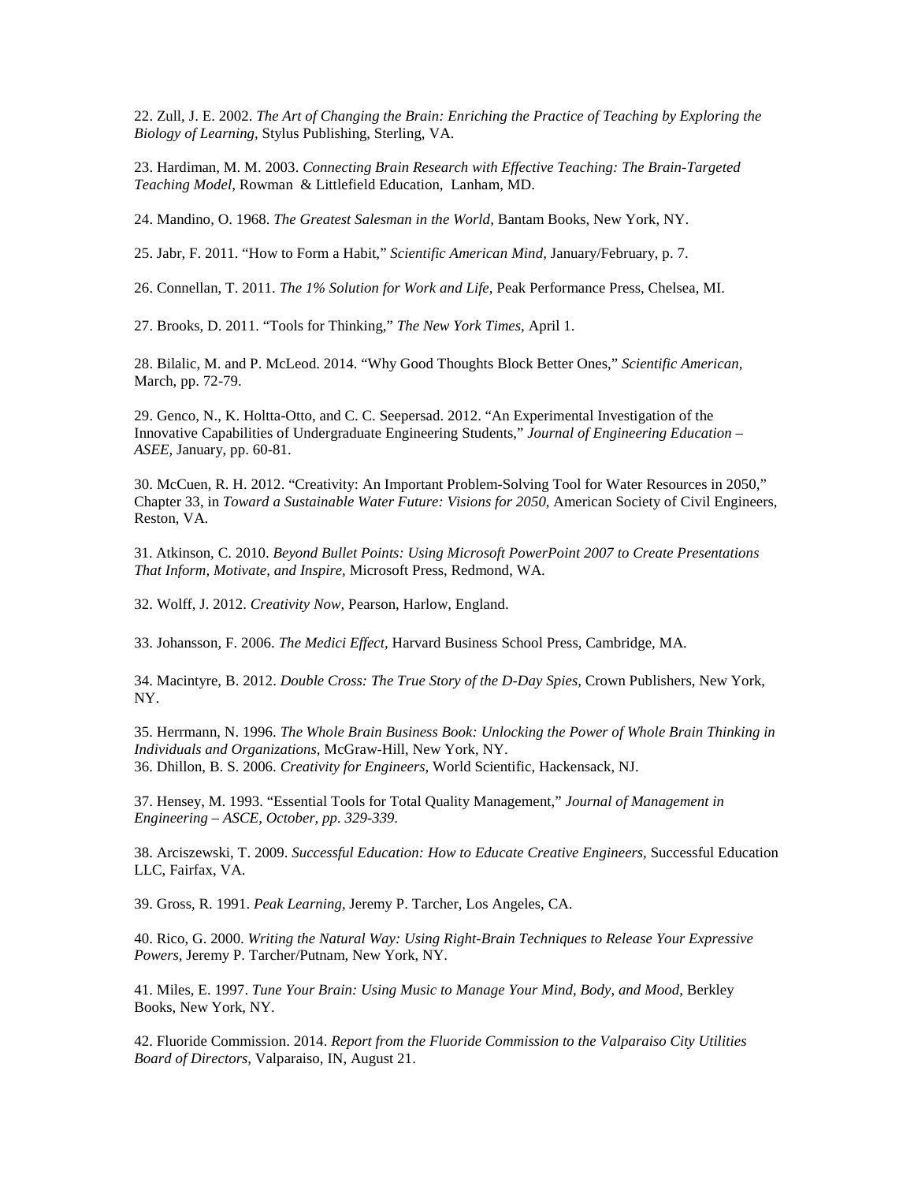22. Zull, J. E. 2002. *The Art of Changing the Brain: Enriching the Practice of Teaching by Exploring the Biology of Learning*, Stylus Publishing, Sterling, VA.

23. Hardiman, M. M. 2003. *Connecting Brain Research with Effective Teaching: The Brain-Targeted Teaching Model,* Rowman & Littlefield Education, Lanham, MD.

24. Mandino, O. 1968. *The Greatest Salesman in the World,* Bantam Books, New York, NY.

25. Jabr, F. 2011. "How to Form a Habit," *Scientific American Mind,* January/February, p. 7.

26. Connellan, T. 2011. *The 1% Solution for Work and Life,* Peak Performance Press, Chelsea, MI.

27. Brooks, D. 2011. "Tools for Thinking," *The New York Times,* April 1.

28. Bilalic, M. and P. McLeod. 2014. "Why Good Thoughts Block Better Ones," *Scientific American,* March, pp. 72-79.

29. Genco, N., K. Holtta-Otto, and C. C. Seepersad. 2012. "An Experimental Investigation of the Innovative Capabilities of Undergraduate Engineering Students," *Journal of Engineering Education – ASEE,* January, pp. 60-81.

30. McCuen, R. H. 2012. "Creativity: An Important Problem-Solving Tool for Water Resources in 2050," Chapter 33, in *Toward a Sustainable Water Future: Visions for 2050,* American Society of Civil Engineers, Reston, VA.

31. Atkinson, C. 2010. *Beyond Bullet Points: Using Microsoft PowerPoint 2007 to Create Presentations That Inform, Motivate, and Inspire,* Microsoft Press, Redmond, WA.

32. Wolff, J. 2012. *Creativity Now,* Pearson, Harlow, England.

33. Johansson, F. 2006. *The Medici Effect,* Harvard Business School Press, Cambridge, MA.

34. Macintyre, B. 2012. *Double Cross: The True Story of the D-Day Spies,* Crown Publishers, New York, NY.

35. Herrmann, N. 1996. *The Whole Brain Business Book: Unlocking the Power of Whole Brain Thinking in Individuals and Organizations,* McGraw-Hill, New York, NY.

36. Dhillon, B. S. 2006. *Creativity for Engineers,* World Scientific, Hackensack, NJ.

37. Hensey, M. 1993. "Essential Tools for Total Quality Management," *Journal of Management in Engineering – ASCE, October, pp. 329-339.*

38. Arciszewski, T. 2009. *Successful Education: How to Educate Creative Engineers,* Successful Education LLC, Fairfax, VA.

39. Gross, R. 1991. *Peak Learning,* Jeremy P. Tarcher, Los Angeles, CA.

40. Rico, G. 2000. *Writing the Natural Way: Using Right-Brain Techniques to Release Your Expressive Powers,* Jeremy P. Tarcher/Putnam, New York, NY.

41. Miles, E. 1997. *Tune Your Brain: Using Music to Manage Your Mind, Body, and Mood,* Berkley Books, New York, NY.

42. Fluoride Commission. 2014. *Report from the Fluoride Commission to the Valparaiso City Utilities Board of Directors,* Valparaiso, IN, August 21.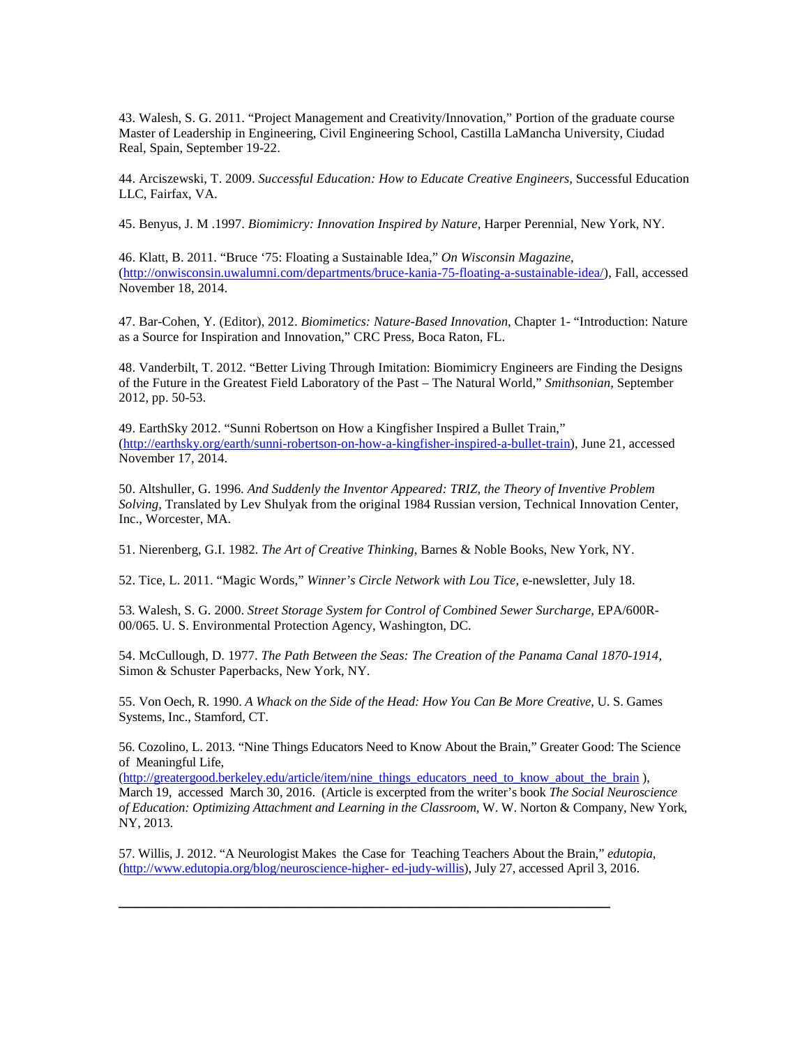43. Walesh, S. G. 2011. "Project Management and Creativity/Innovation," Portion of the graduate course Master of Leadership in Engineering, Civil Engineering School, Castilla LaMancha University, Ciudad Real, Spain, September 19-22.

44. Arciszewski, T. 2009. *Successful Education: How to Educate Creative Engineers,* Successful Education LLC, Fairfax, VA.

45. Benyus, J. M .1997. *Biomimicry: Innovation Inspired by Nature,* Harper Perennial, New York, NY.

46. Klatt, B. 2011. "Bruce '75: Floating a Sustainable Idea," *On Wisconsin Magazine,* (http://onwisconsin.uwalumni.com/departments/bruce-kania-75-floating-a-sustainable-idea/), Fall, accessed November 18, 2014.

47. Bar-Cohen, Y. (Editor), 2012. *Biomimetics: Nature-Based Innovation,* Chapter 1- "Introduction: Nature as a Source for Inspiration and Innovation," CRC Press, Boca Raton, FL.

48. Vanderbilt, T. 2012. "Better Living Through Imitation: Biomimicry Engineers are Finding the Designs of the Future in the Greatest Field Laboratory of the Past – The Natural World," *Smithsonian,* September 2012, pp. 50-53.

49. EarthSky 2012. "Sunni Robertson on How a Kingfisher Inspired a Bullet Train," (http://earthsky.org/earth/sunni-robertson-on-how-a-kingfisher-inspired-a-bullet-train), June 21, accessed November 17, 2014.

50. Altshuller, G. 1996. *And Suddenly the Inventor Appeared: TRIZ, the Theory of Inventive Problem Solving,* Translated by Lev Shulyak from the original 1984 Russian version, Technical Innovation Center, Inc., Worcester, MA.

51. Nierenberg, G.I. 1982. *The Art of Creative Thinking,* Barnes & Noble Books, New York, NY.

52. Tice, L. 2011. "Magic Words," *Winner's Circle Network with Lou Tice,* e-newsletter, July 18.

53. Walesh, S. G. 2000. *Street Storage System for Control of Combined Sewer Surcharge,* EPA/600R-00/065. U. S. Environmental Protection Agency, Washington, DC.

54. McCullough, D. 1977. *The Path Between the Seas: The Creation of the Panama Canal 1870-1914,* Simon & Schuster Paperbacks, New York, NY.

55. Von Oech, R. 1990. *A Whack on the Side of the Head: How You Can Be More Creative,* U. S. Games Systems, Inc., Stamford, CT.

56. Cozolino, L. 2013. "Nine Things Educators Need to Know About the Brain," Greater Good: The Science of Meaningful Life, (http://greatergood.berkeley.edu/article/item/nine_things_educators_need_to_know_about_the_brain ), March 19, accessed March 30, 2016. (Article is excerpted from the writer's book *The Social Neuroscience of Education: Optimizing Attachment and Learning in the Classroom,* W. W. Norton & Company, New York, NY, 2013.

57. Willis, J. 2012. "A Neurologist Makes the Case for Teaching Teachers About the Brain," *edutopia,* (http://www.edutopia.org/blog/neuroscience-higher- ed-judy-willis), July 27, accessed April 3, 2016.

---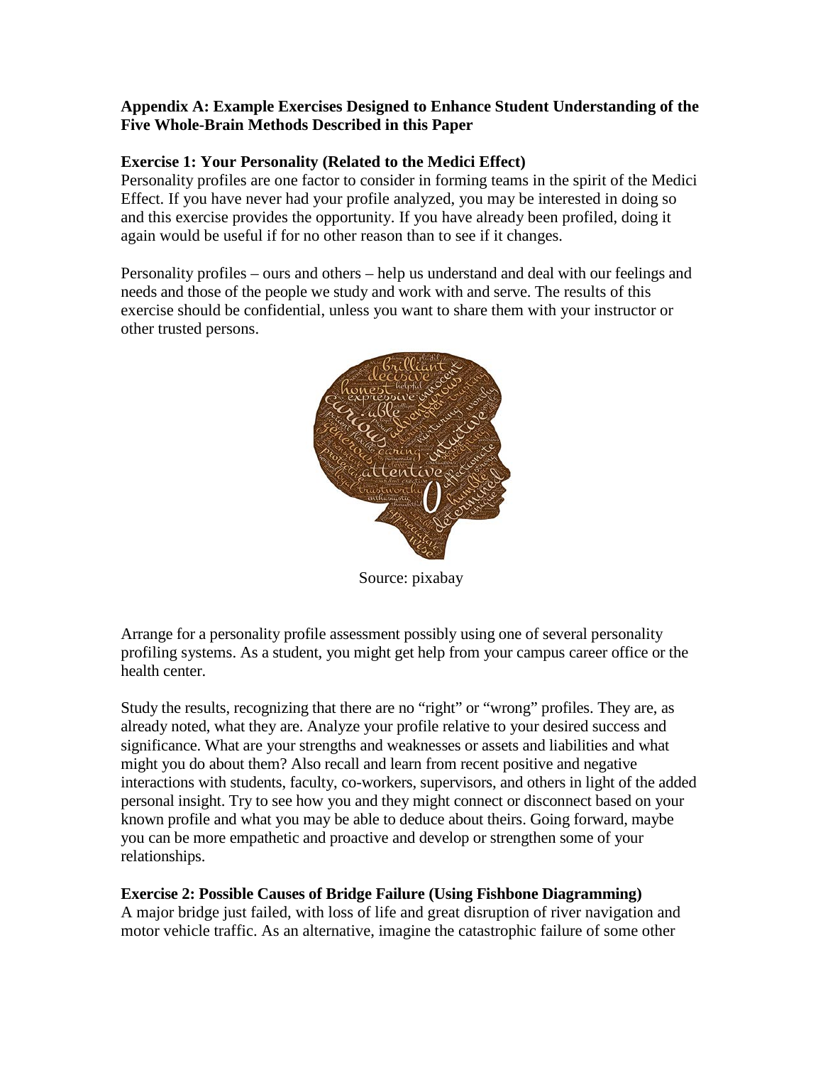**Appendix A: Example Exercises Designed to Enhance Student Understanding of the Five Whole-Brain Methods Described in this Paper**

**Exercise 1: Your Personality (Related to the Medici Effect)**

Personality profiles are one factor to consider in forming teams in the spirit of the Medici Effect. If you have never had your profile analyzed, you may be interested in doing so and this exercise provides the opportunity. If you have already been profiled, doing it again would be useful if for no other reason than to see if it changes.

Personality profiles – ours and others – help us understand and deal with our feelings and needs and those of the people we study and work with and serve. The results of this exercise should be confidential, unless you want to share them with your instructor or other trusted persons.

Source: pixabay

Arrange for a personality profile assessment possibly using one of several personality profiling systems. As a student, you might get help from your campus career office or the health center.

Study the results, recognizing that there are no "right" or "wrong" profiles. They are, as already noted, what they are. Analyze your profile relative to your desired success and significance. What are your strengths and weaknesses or assets and liabilities and what might you do about them? Also recall and learn from recent positive and negative interactions with students, faculty, co-workers, supervisors, and others in light of the added personal insight. Try to see how you and they might connect or disconnect based on your known profile and what you may be able to deduce about theirs. Going forward, maybe you can be more empathetic and proactive and develop or strengthen some of your relationships.

**Exercise 2: Possible Causes of Bridge Failure (Using Fishbone Diagramming)**

A major bridge just failed, with loss of life and great disruption of river navigation and motor vehicle traffic. As an alternative, imagine the catastrophic failure of some other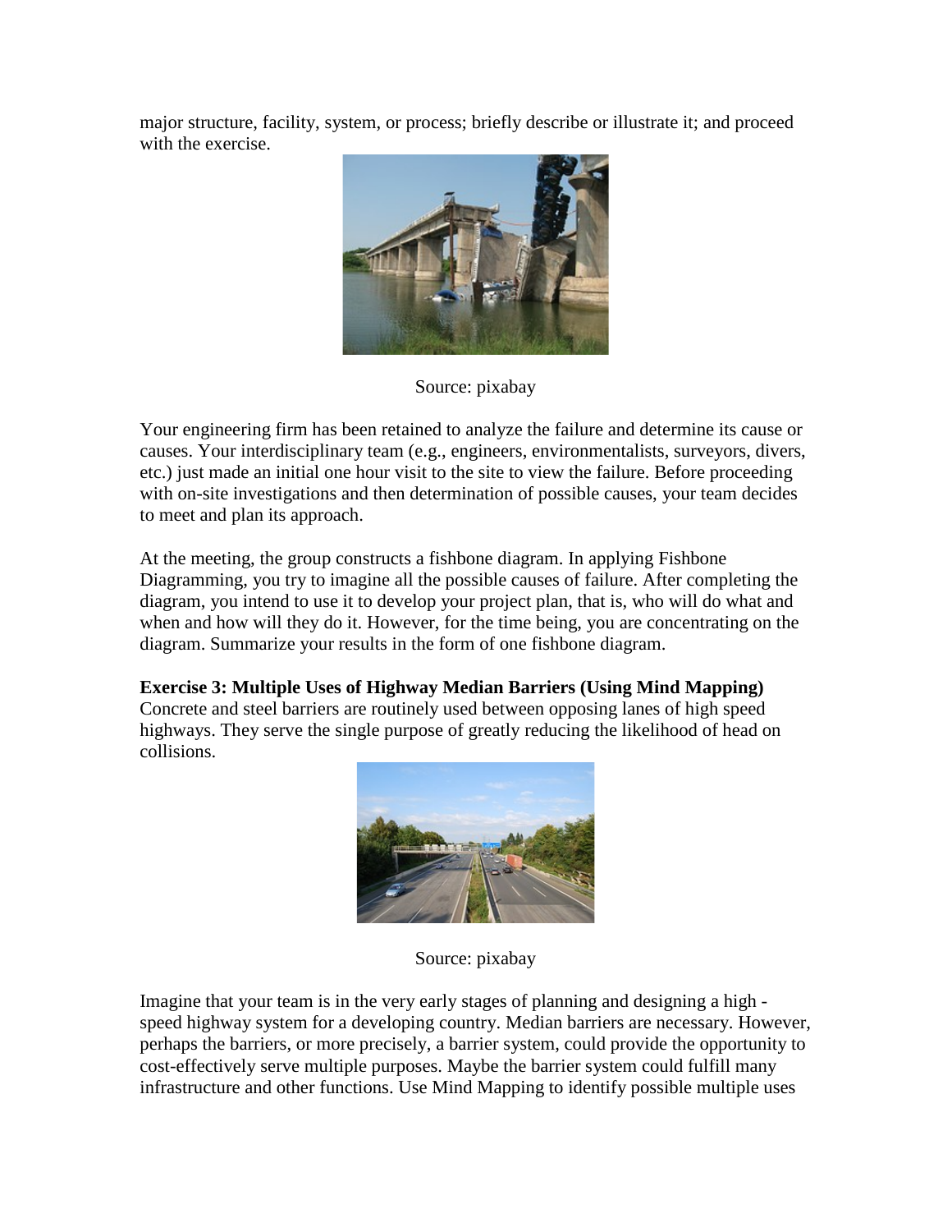major structure, facility, system, or process; briefly describe or illustrate it; and proceed with the exercise.

Source: pixabay

Your engineering firm has been retained to analyze the failure and determine its cause or causes. Your interdisciplinary team (e.g., engineers, environmentalists, surveyors, divers, etc.) just made an initial one hour visit to the site to view the failure. Before proceeding with on-site investigations and then determination of possible causes, your team decides to meet and plan its approach.

At the meeting, the group constructs a fishbone diagram. In applying Fishbone Diagramming, you try to imagine all the possible causes of failure. After completing the diagram, you intend to use it to develop your project plan, that is, who will do what and when and how will they do it. However, for the time being, you are concentrating on the diagram. Summarize your results in the form of one fishbone diagram.

**Exercise 3: Multiple Uses of Highway Median Barriers (Using Mind Mapping)**
Concrete and steel barriers are routinely used between opposing lanes of high speed highways. They serve the single purpose of greatly reducing the likelihood of head on collisions.

Source: pixabay

Imagine that your team is in the very early stages of planning and designing a high - speed highway system for a developing country. Median barriers are necessary. However, perhaps the barriers, or more precisely, a barrier system, could provide the opportunity to cost-effectively serve multiple purposes. Maybe the barrier system could fulfill many infrastructure and other functions. Use Mind Mapping to identify possible multiple uses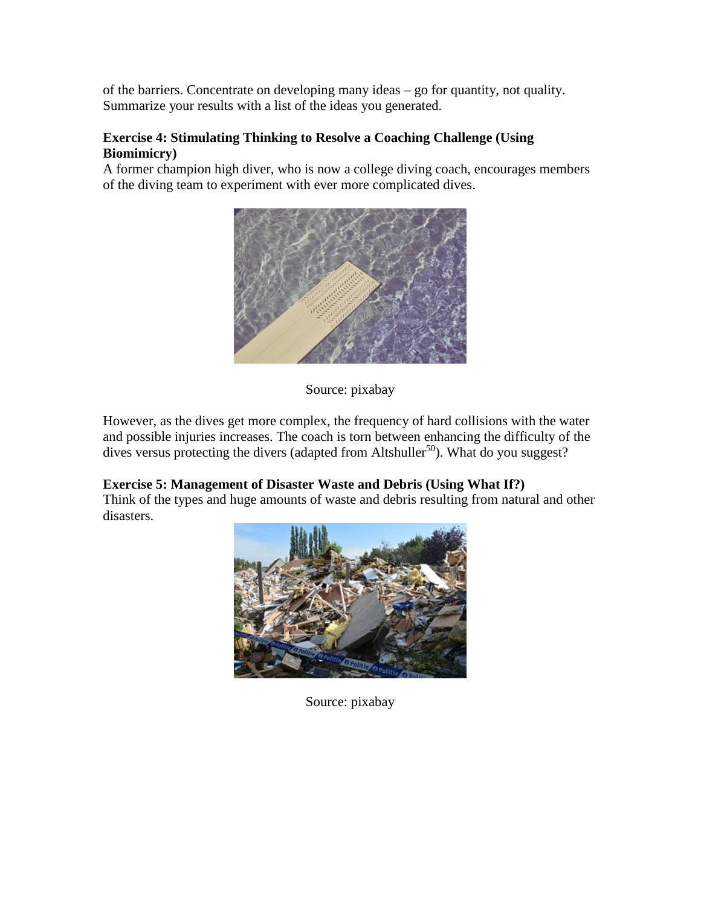of the barriers. Concentrate on developing many ideas – go for quantity, not quality. Summarize your results with a list of the ideas you generated.

**Exercise 4: Stimulating Thinking to Resolve a Coaching Challenge (Using Biomimicry)**

A former champion high diver, who is now a college diving coach, encourages members of the diving team to experiment with ever more complicated dives.

Source: pixabay

However, as the dives get more complex, the frequency of hard collisions with the water and possible injuries increases. The coach is torn between enhancing the difficulty of the dives versus protecting the divers (adapted from Altshuller[50]). What do you suggest?

**Exercise 5: Management of Disaster Waste and Debris (Using What If?)**

Think of the types and huge amounts of waste and debris resulting from natural and other disasters.

Source: pixabay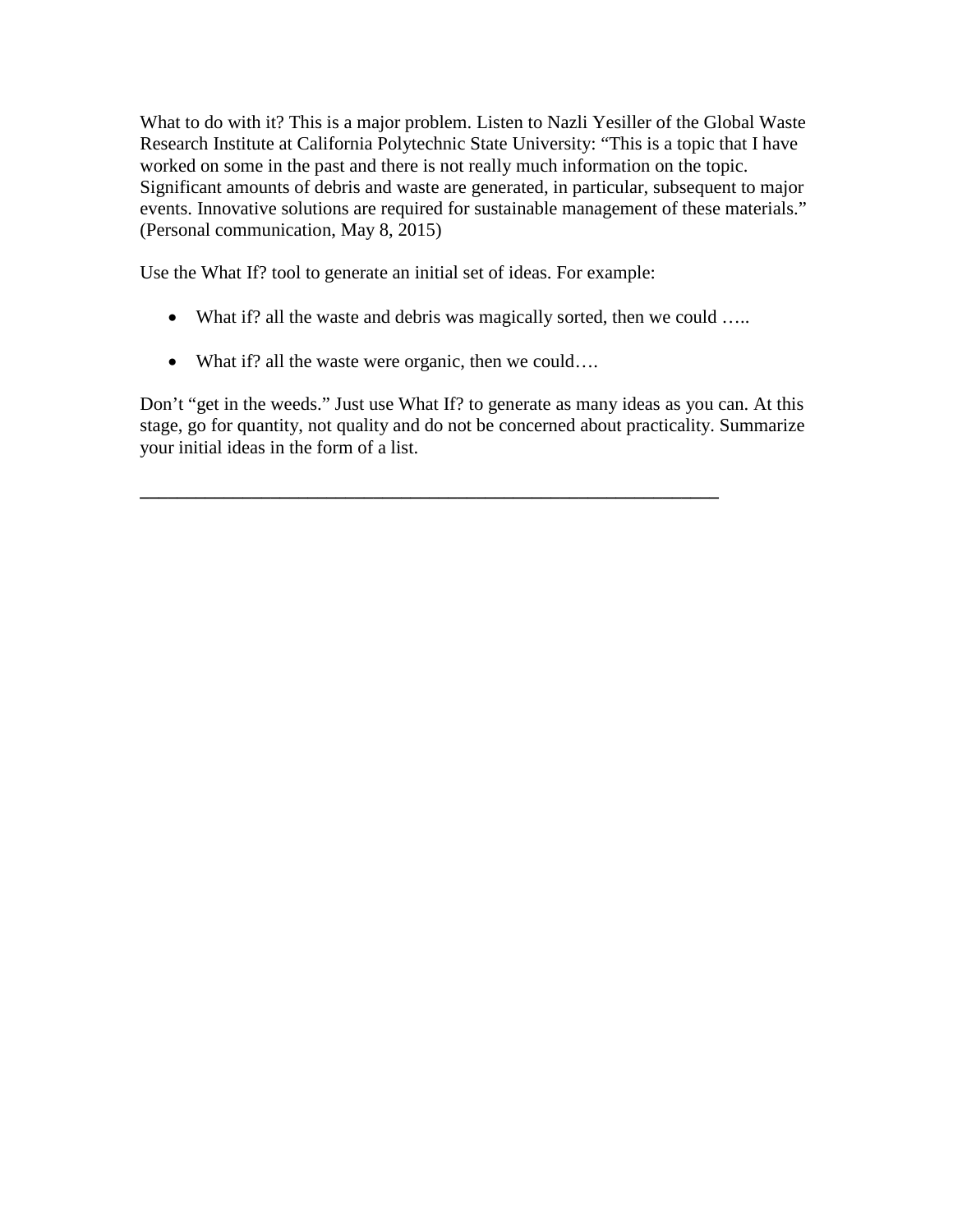What to do with it? This is a major problem. Listen to Nazli Yesiller of the Global Waste Research Institute at California Polytechnic State University: "This is a topic that I have worked on some in the past and there is not really much information on the topic. Significant amounts of debris and waste are generated, in particular, subsequent to major events. Innovative solutions are required for sustainable management of these materials." (Personal communication, May 8, 2015)

Use the What If? tool to generate an initial set of ideas. For example:

- What if? all the waste and debris was magically sorted, then we could …..
- What if? all the waste were organic, then we could….

Don't "get in the weeds." Just use What If? to generate as many ideas as you can. At this stage, go for quantity, not quality and do not be concerned about practicality. Summarize your initial ideas in the form of a list.

\_\_\_\_\_\_\_\_\_\_\_\_\_\_\_\_\_\_\_\_\_\_\_\_\_\_\_\_\_\_\_\_\_\_\_\_\_\_\_\_\_\_\_\_\_\_\_\_\_\_\_\_\_\_\_\_\_\_\_\_